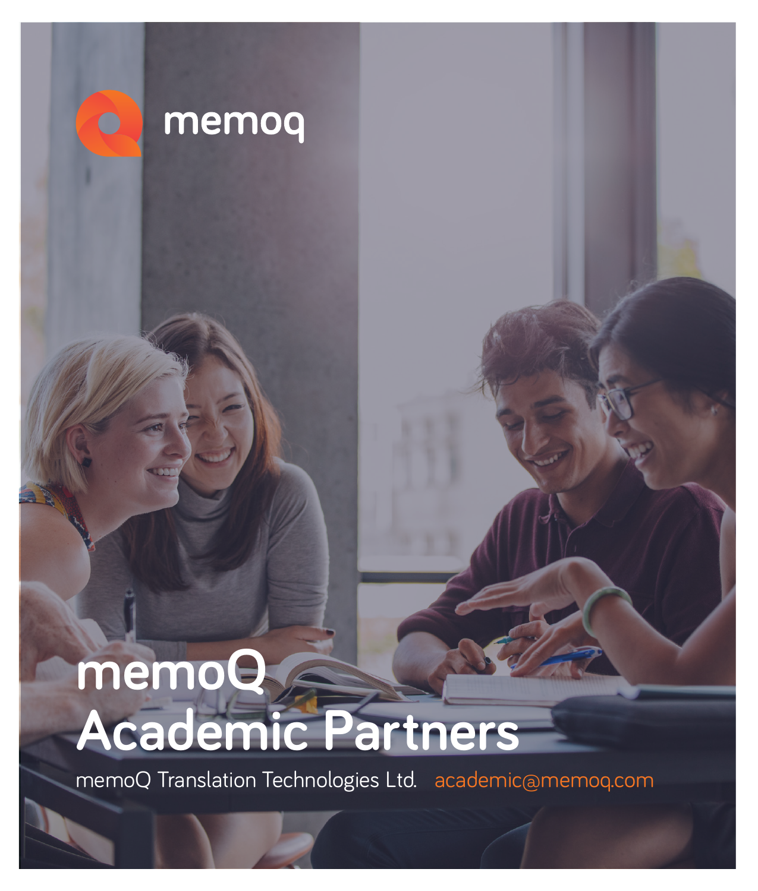memoq

# memoQ Academic Partners

memoQ Translation Technologies Ltd. academic@memoq.com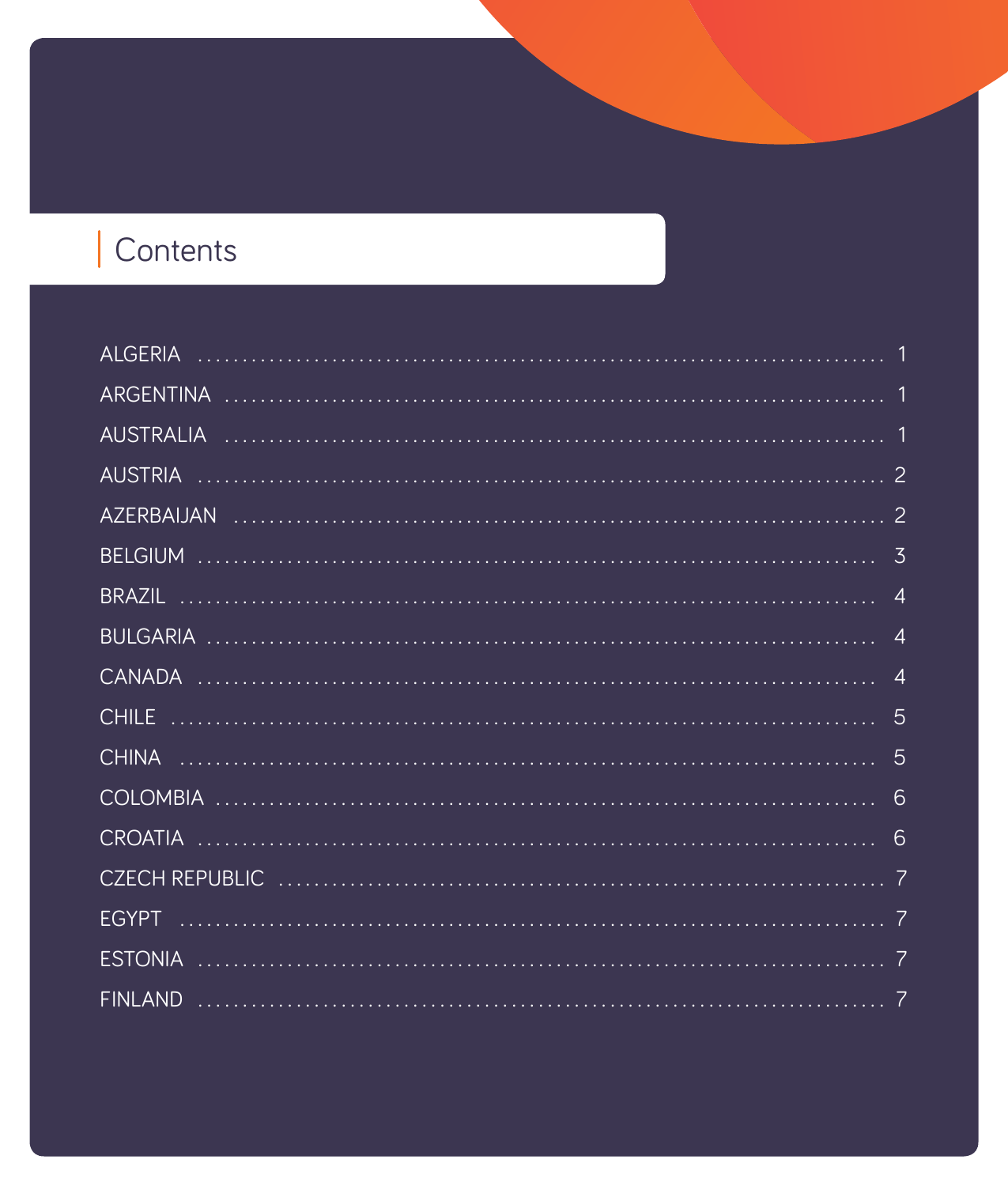# Contents

| | |
|---|---|
| ALGERIA | 1 |
| ARGENTINA | 1 |
| AUSTRALIA | 1 |
| AUSTRIA | 2 |
| AZERBAIJAN | 2 |
| BELGIUM | 3 |
| BRAZIL | 4 |
| BULGARIA | 4 |
| CANADA | 4 |
| CHILE | 5 |
| CHINA | 5 |
| COLOMBIA | 6 |
| CROATIA | 6 |
| CZECH REPUBLIC | 7 |
| EGYPT | 7 |
| ESTONIA | 7 |
| FINLAND | 7 |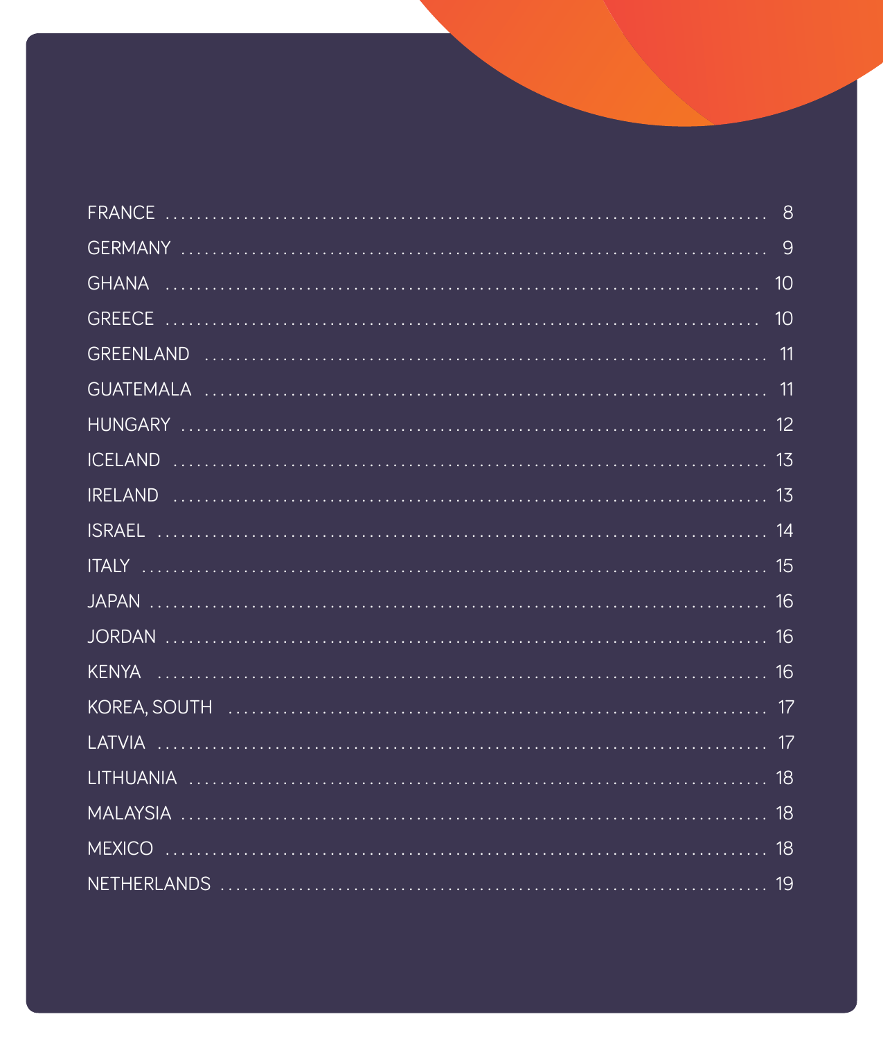| | |
|---|---|
| FRANCE | 8 |
| GERMANY | 9 |
| GHANA | 10 |
| GREECE | 10 |
| GREENLAND | 11 |
| GUATEMALA | 11 |
| HUNGARY | 12 |
| ICELAND | 13 |
| IRELAND | 13 |
| ISRAEL | 14 |
| ITALY | 15 |
| JAPAN | 16 |
| JORDAN | 16 |
| KENYA | 16 |
| KOREA, SOUTH | 17 |
| LATVIA | 17 |
| LITHUANIA | 18 |
| MALAYSIA | 18 |
| MEXICO | 18 |
| NETHERLANDS | 19 |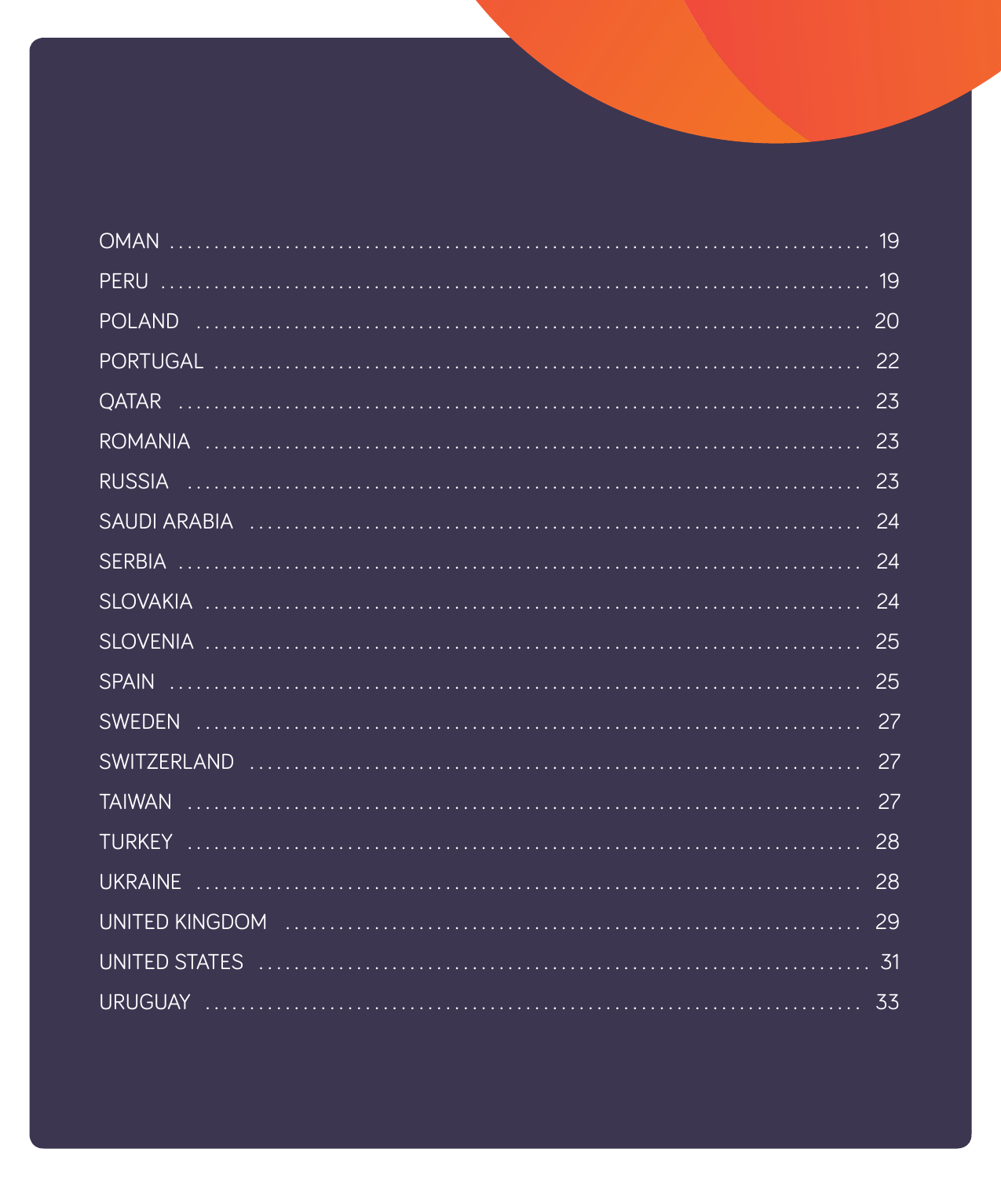OMAN ........................................................................ 19
PERU ........................................................................ 19
POLAND ........................................................................ 20
PORTUGAL ........................................................................ 22
QATAR ........................................................................ 23
ROMANIA ........................................................................ 23
RUSSIA ........................................................................ 23
SAUDI ARABIA ........................................................................ 24
SERBIA ........................................................................ 24
SLOVAKIA ........................................................................ 24
SLOVENIA ........................................................................ 25
SPAIN ........................................................................ 25
SWEDEN ........................................................................ 27
SWITZERLAND ........................................................................ 27
TAIWAN ........................................................................ 27
TURKEY ........................................................................ 28
UKRAINE ........................................................................ 28
UNITED KINGDOM ........................................................................ 29
UNITED STATES ........................................................................ 31
URUGUAY ........................................................................ 33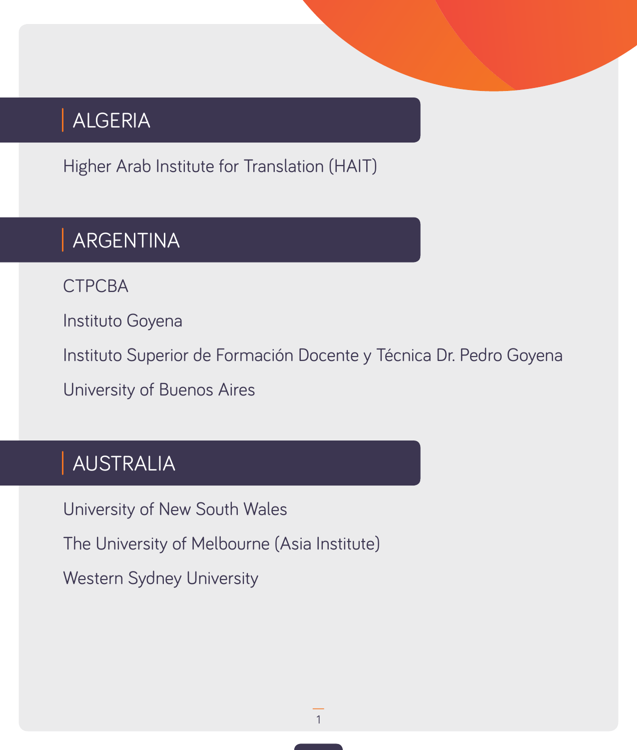## ALGERIA

Higher Arab Institute for Translation (HAIT)

## ARGENTINA

CTPCBA

Instituto Goyena

Instituto Superior de Formación Docente y Técnica Dr. Pedro Goyena

University of Buenos Aires

## AUSTRALIA

University of New South Wales

The University of Melbourne (Asia Institute)

Western Sydney University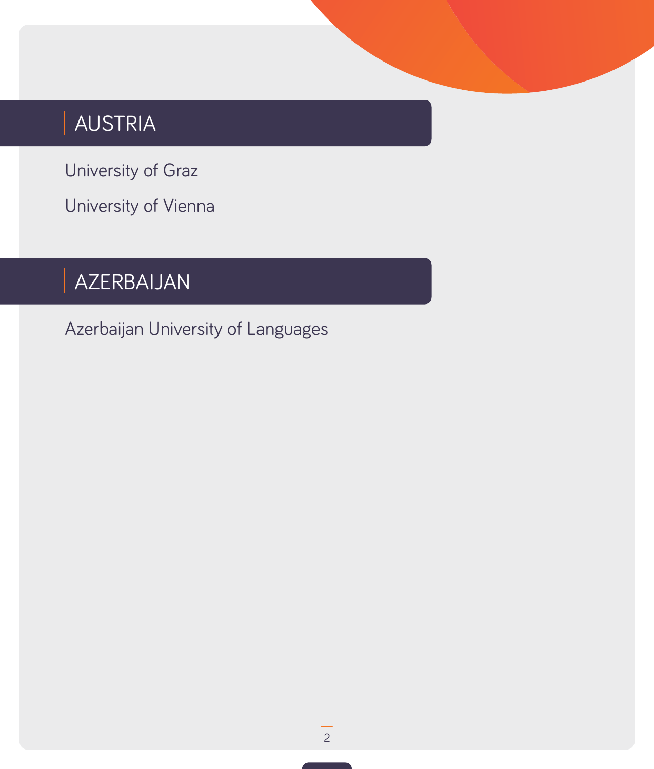## AUSTRIA

University of Graz

University of Vienna

## AZERBAIJAN

Azerbaijan University of Languages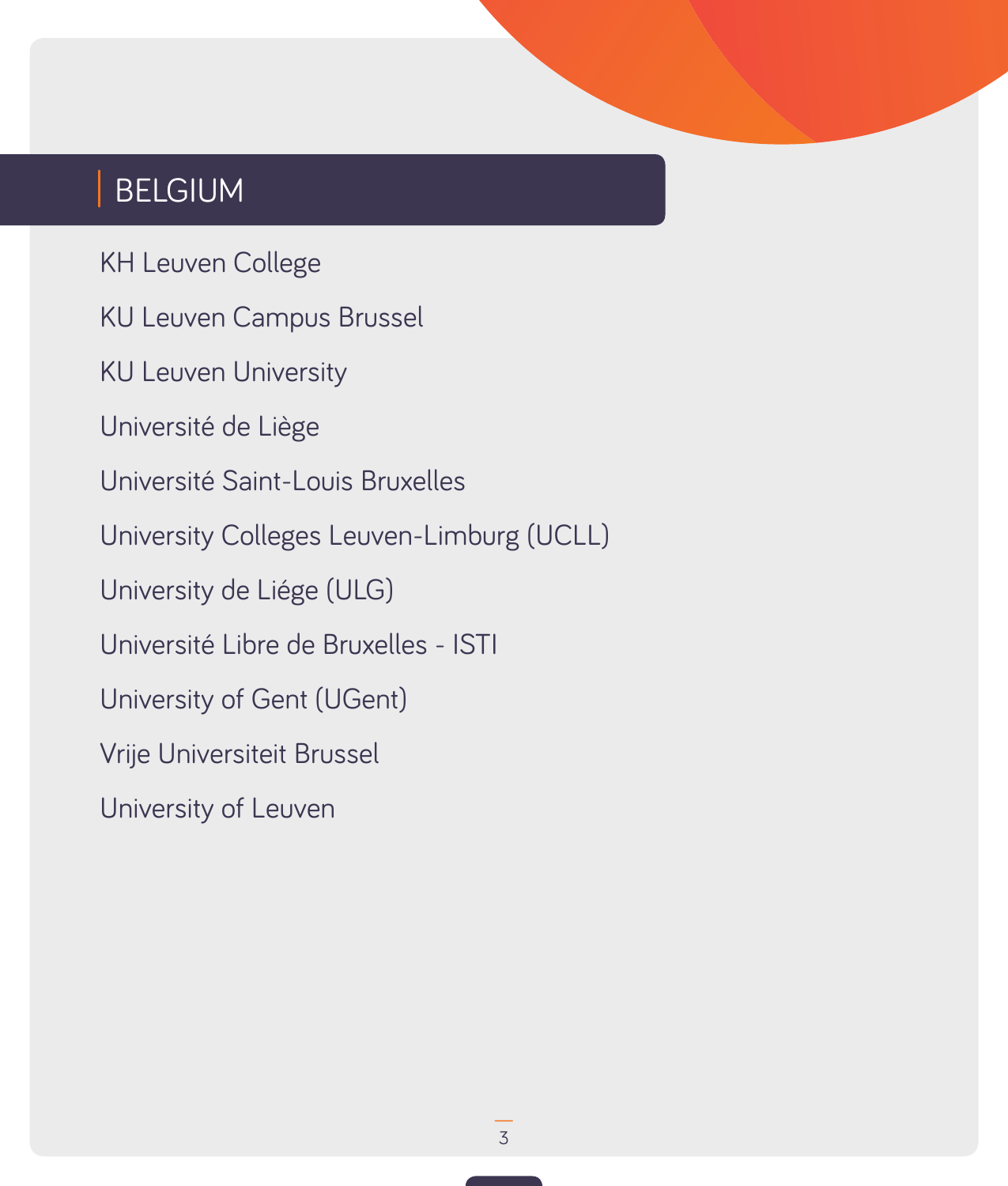## BELGIUM

KH Leuven College

KU Leuven Campus Brussel

KU Leuven University

Université de Liège

Université Saint-Louis Bruxelles

University Colleges Leuven-Limburg (UCLL)

University de Liége (ULG)

Université Libre de Bruxelles - ISTI

University of Gent (UGent)

Vrije Universiteit Brussel

University of Leuven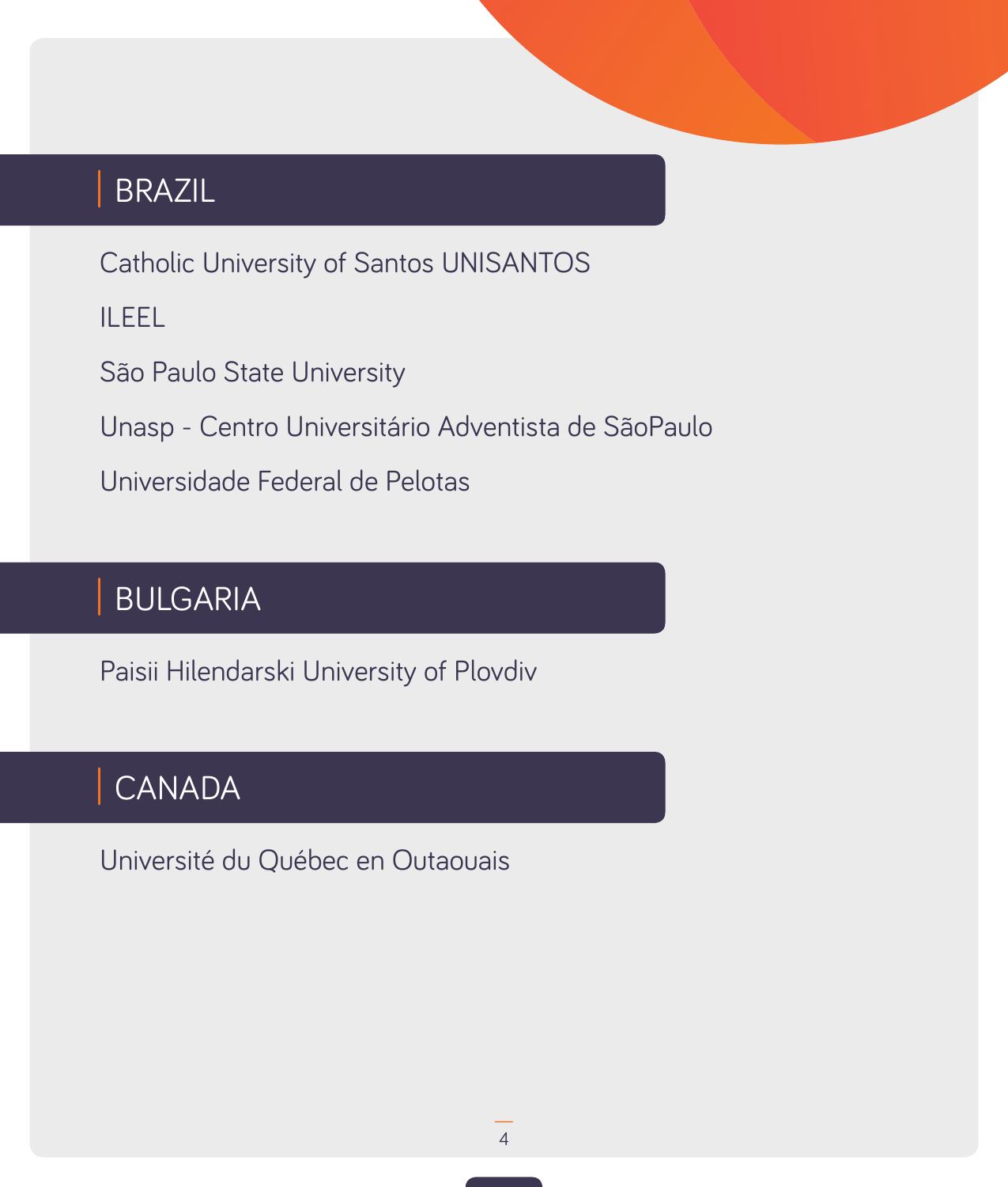## BRAZIL

Catholic University of Santos UNISANTOS

ILEEL

São Paulo State University

Unasp - Centro Universitário Adventista de SãoPaulo

Universidade Federal de Pelotas

## BULGARIA

Paisii Hilendarski University of Plovdiv

## CANADA

Université du Québec en Outaouais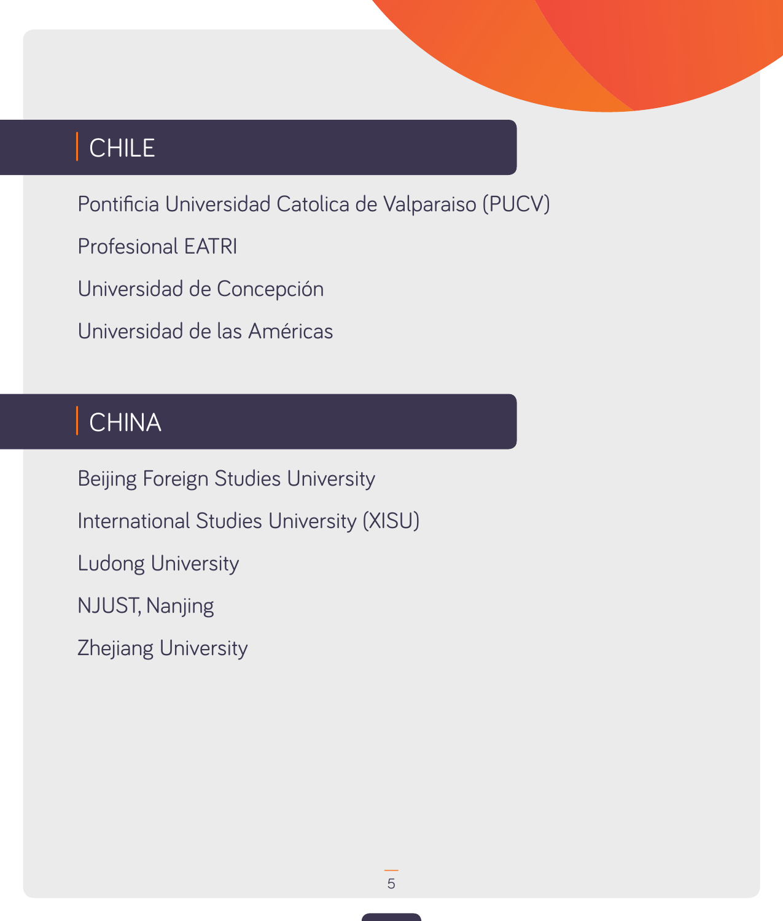## CHILE

Pontificia Universidad Catolica de Valparaiso (PUCV)

Profesional EATRI

Universidad de Concepción

Universidad de las Américas

## CHINA

Beijing Foreign Studies University

International Studies University (XISU)

Ludong University

NJUST, Nanjing

Zhejiang University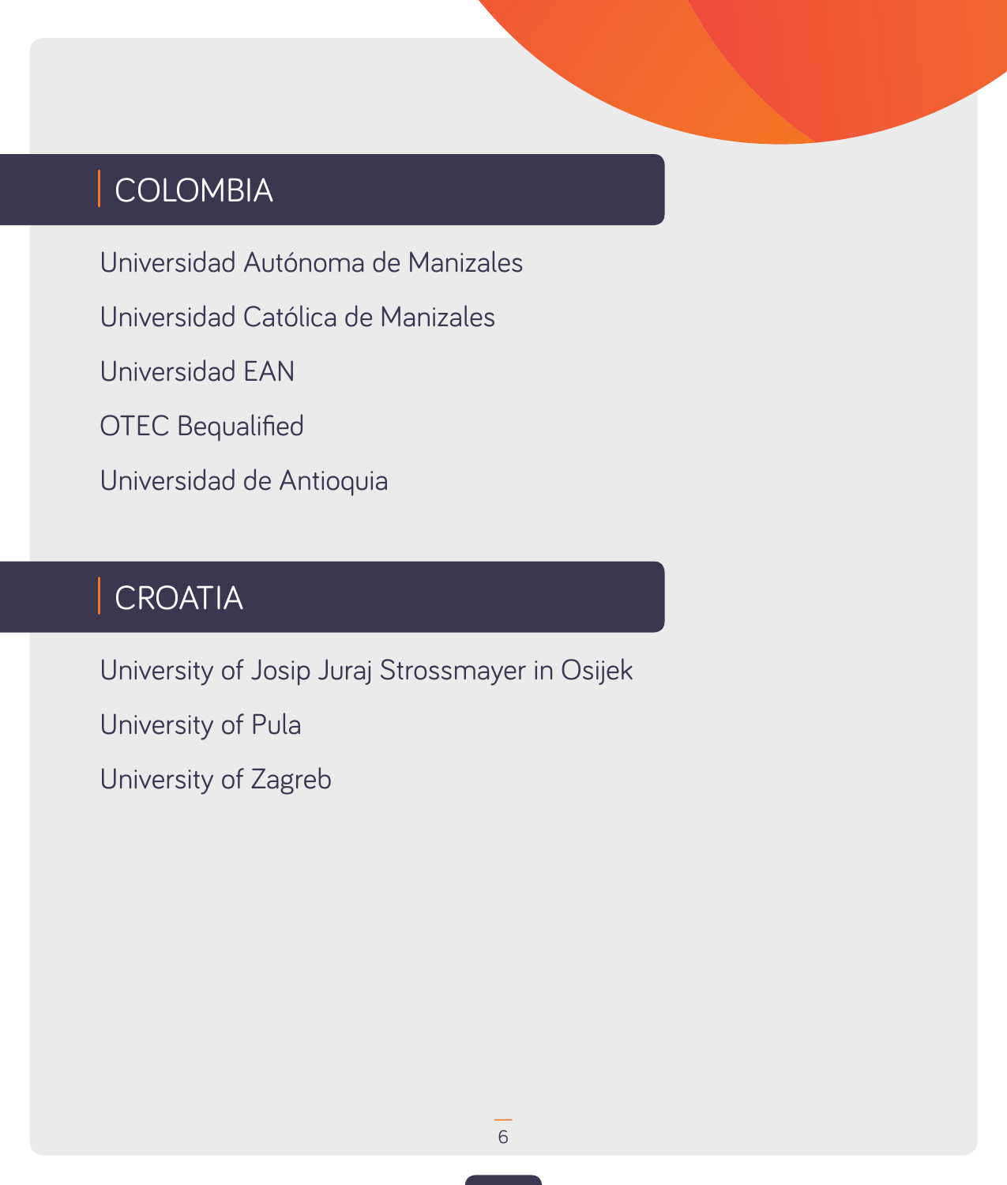## COLOMBIA

Universidad Autónoma de Manizales

Universidad Católica de Manizales

Universidad EAN

OTEC Bequalified

Universidad de Antioquia

## CROATIA

University of Josip Juraj Strossmayer in Osijek

University of Pula

University of Zagreb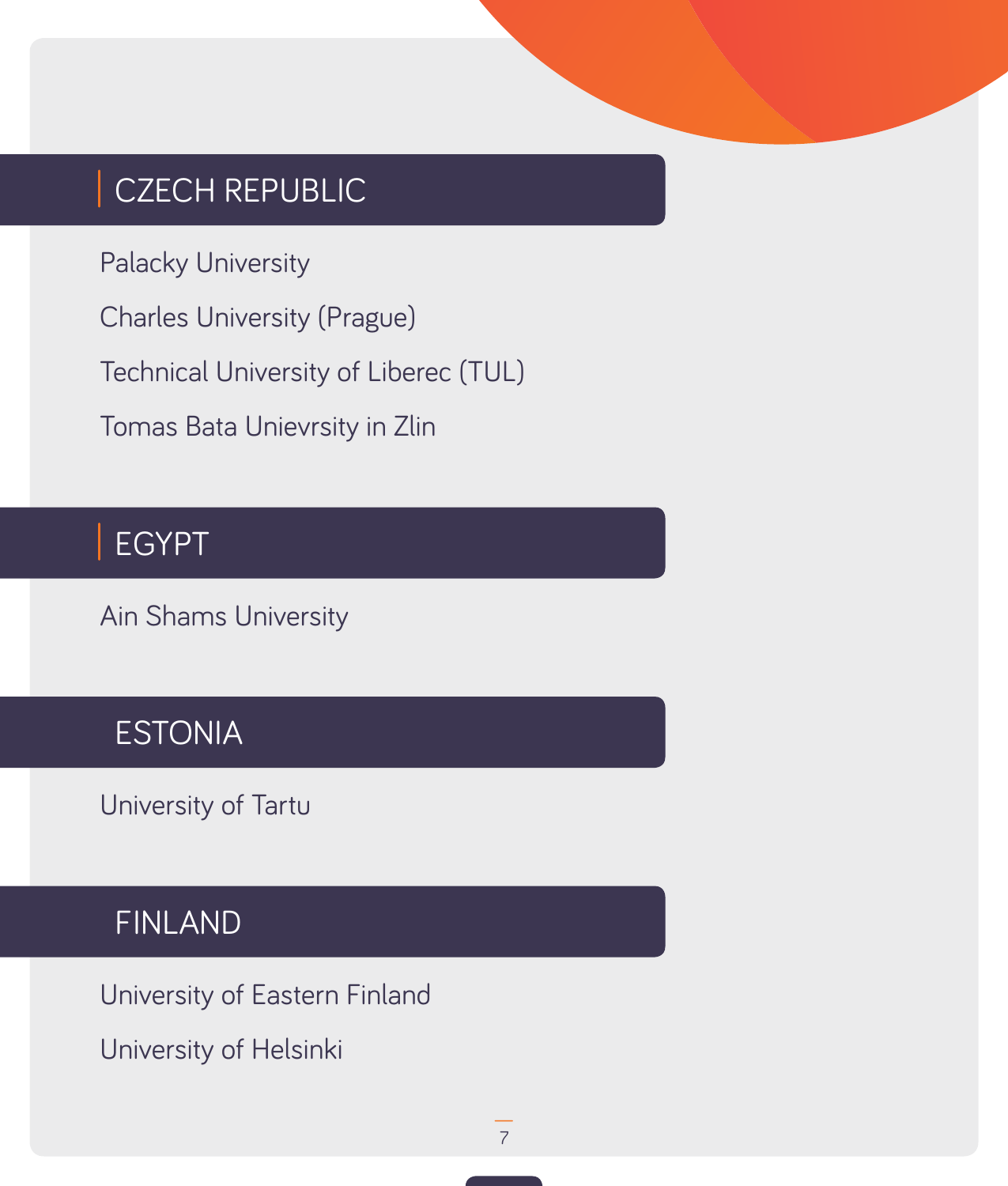## CZECH REPUBLIC

Palacky University

Charles University (Prague)

Technical University of Liberec (TUL)

Tomas Bata Unievrsity in Zlin

## EGYPT

Ain Shams University

## ESTONIA

University of Tartu

## FINLAND

University of Eastern Finland

University of Helsinki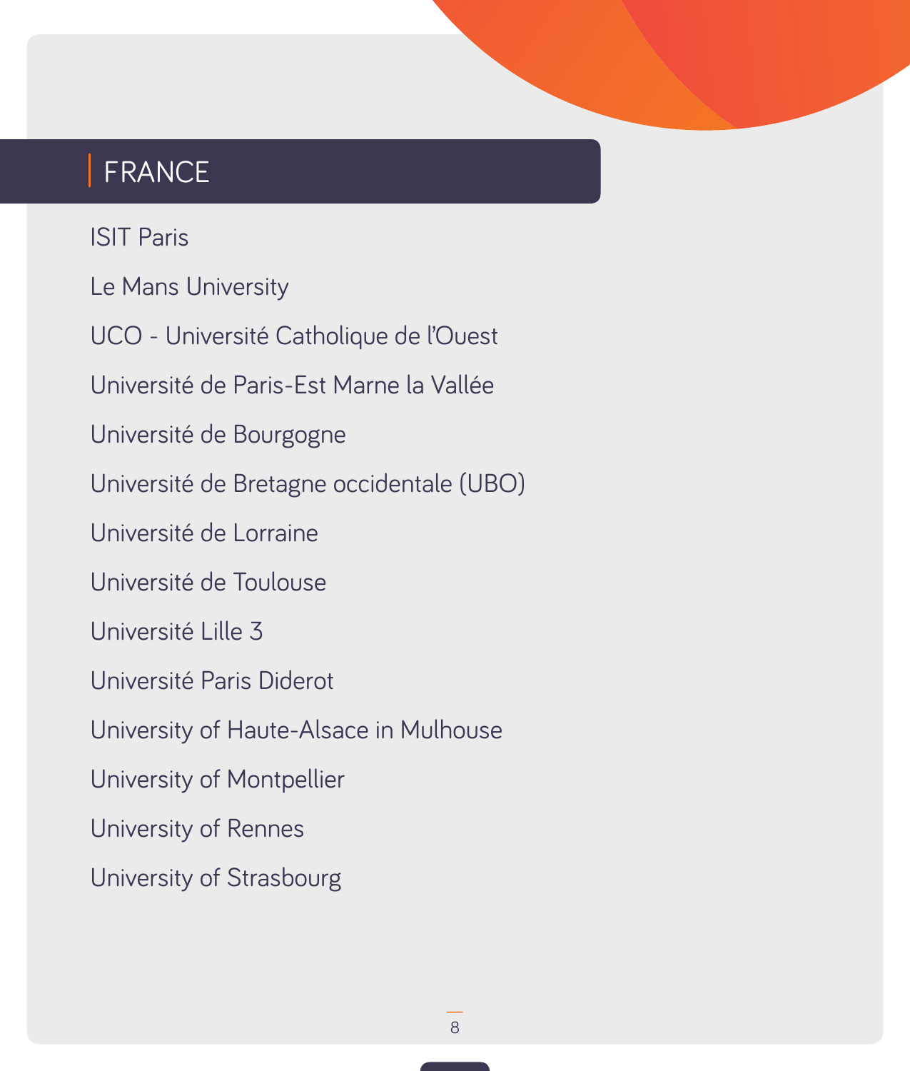## FRANCE

ISIT Paris

Le Mans University

UCO - Université Catholique de l'Ouest

Université de Paris-Est Marne la Vallée

Université de Bourgogne

Université de Bretagne occidentale (UBO)

Université de Lorraine

Université de Toulouse

Université Lille 3

Université Paris Diderot

University of Haute-Alsace in Mulhouse

University of Montpellier

University of Rennes

University of Strasbourg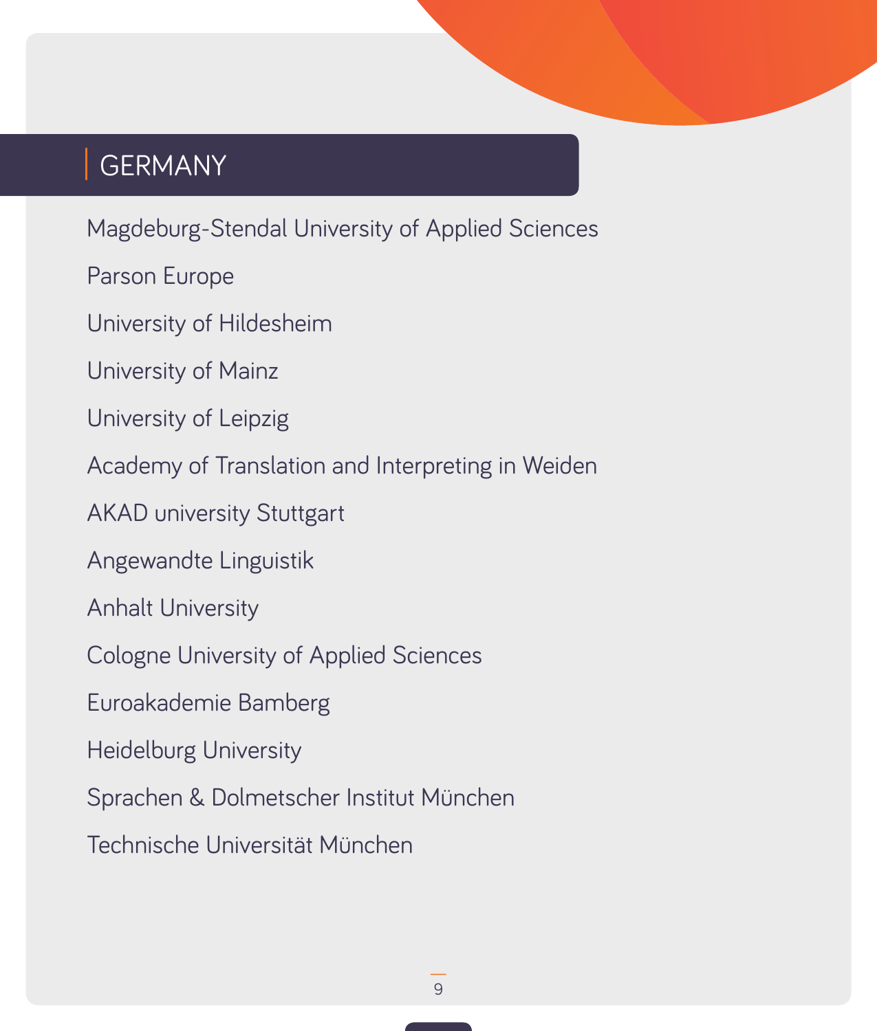## GERMANY

Magdeburg-Stendal University of Applied Sciences

Parson Europe

University of Hildesheim

University of Mainz

University of Leipzig

Academy of Translation and Interpreting in Weiden

AKAD university Stuttgart

Angewandte Linguistik

Anhalt University

Cologne University of Applied Sciences

Euroakademie Bamberg

Heidelburg University

Sprachen & Dolmetscher Institut München

Technische Universität München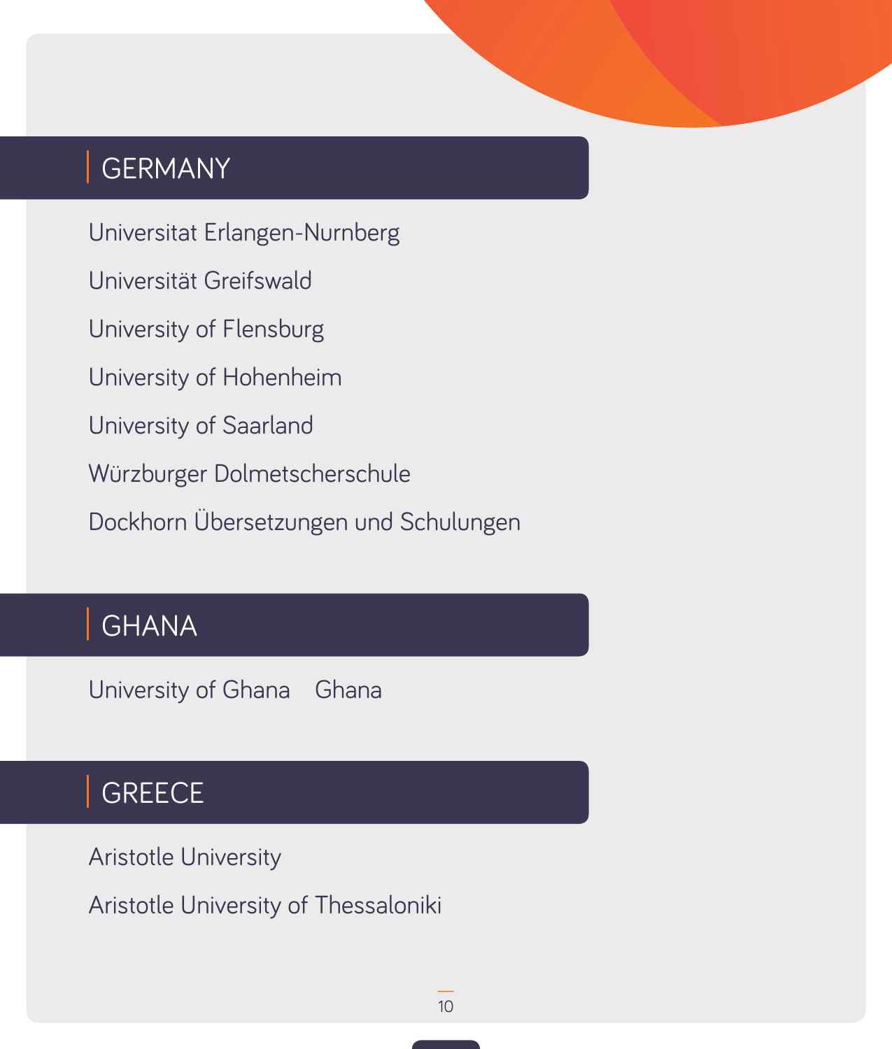## GERMANY

Universitat Erlangen-Nurnberg

Universität Greifswald

University of Flensburg

University of Hohenheim

University of Saarland

Würzburger Dolmetscherschule

Dockhorn Übersetzungen und Schulungen

## GHANA

University of Ghana    Ghana

## GREECE

Aristotle University

Aristotle University of Thessaloniki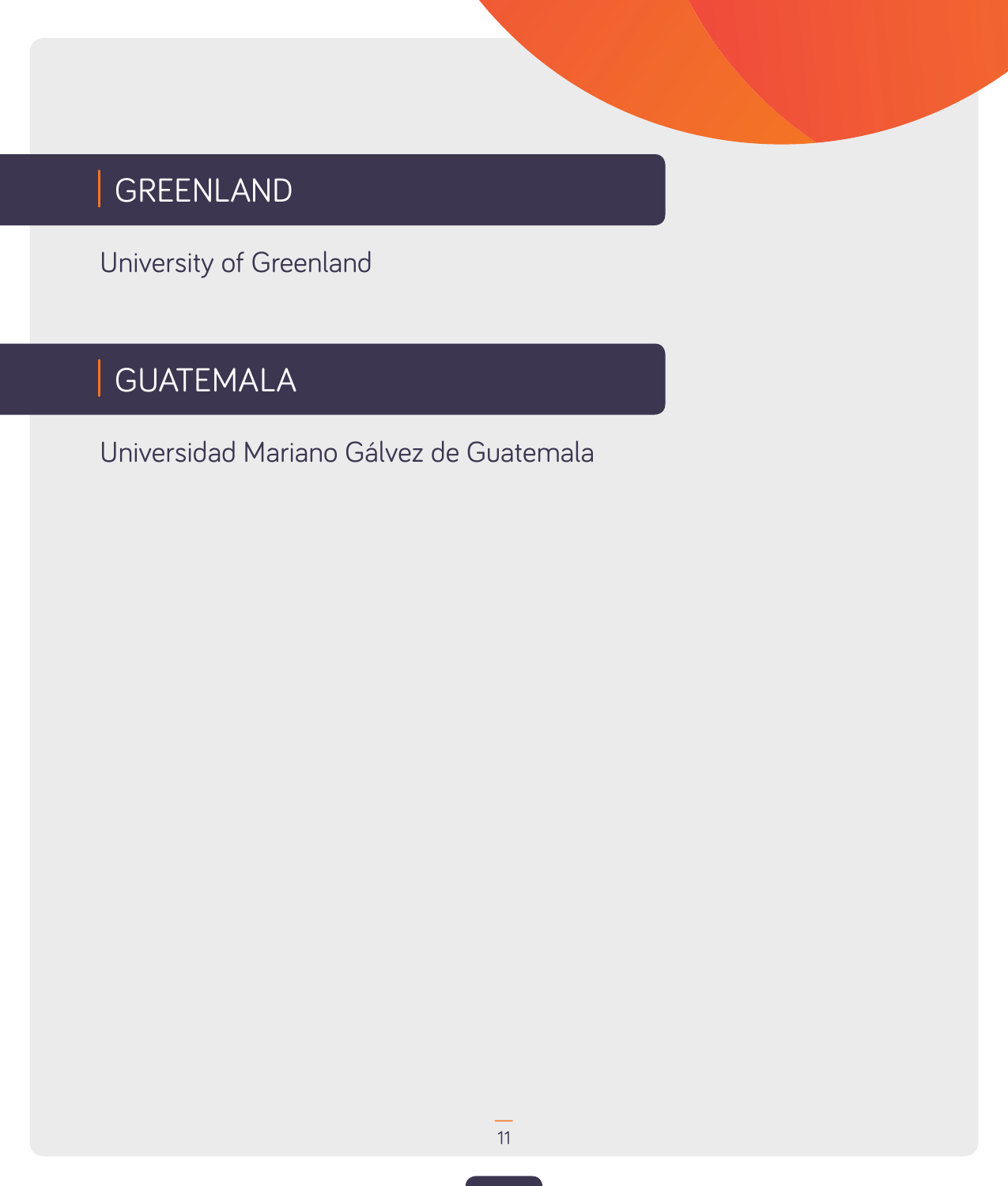## GREENLAND

University of Greenland

## GUATEMALA

Universidad Mariano Gálvez de Guatemala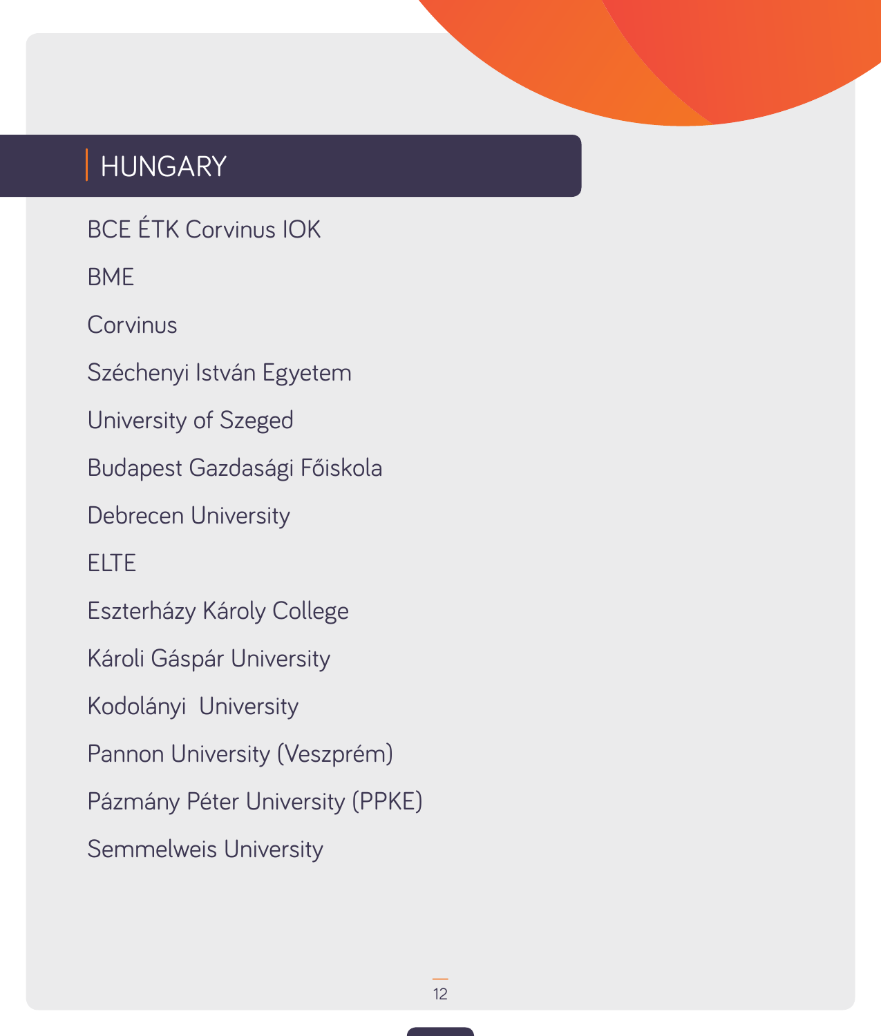# HUNGARY

BCE ÉTK Corvinus IOK

BME

Corvinus

Széchenyi István Egyetem

University of Szeged

Budapest Gazdasági Főiskola

Debrecen University

ELTE

Eszterházy Károly College

Károli Gáspár University

Kodolányi University

Pannon University (Veszprém)

Pázmány Péter University (PPKE)

Semmelweis University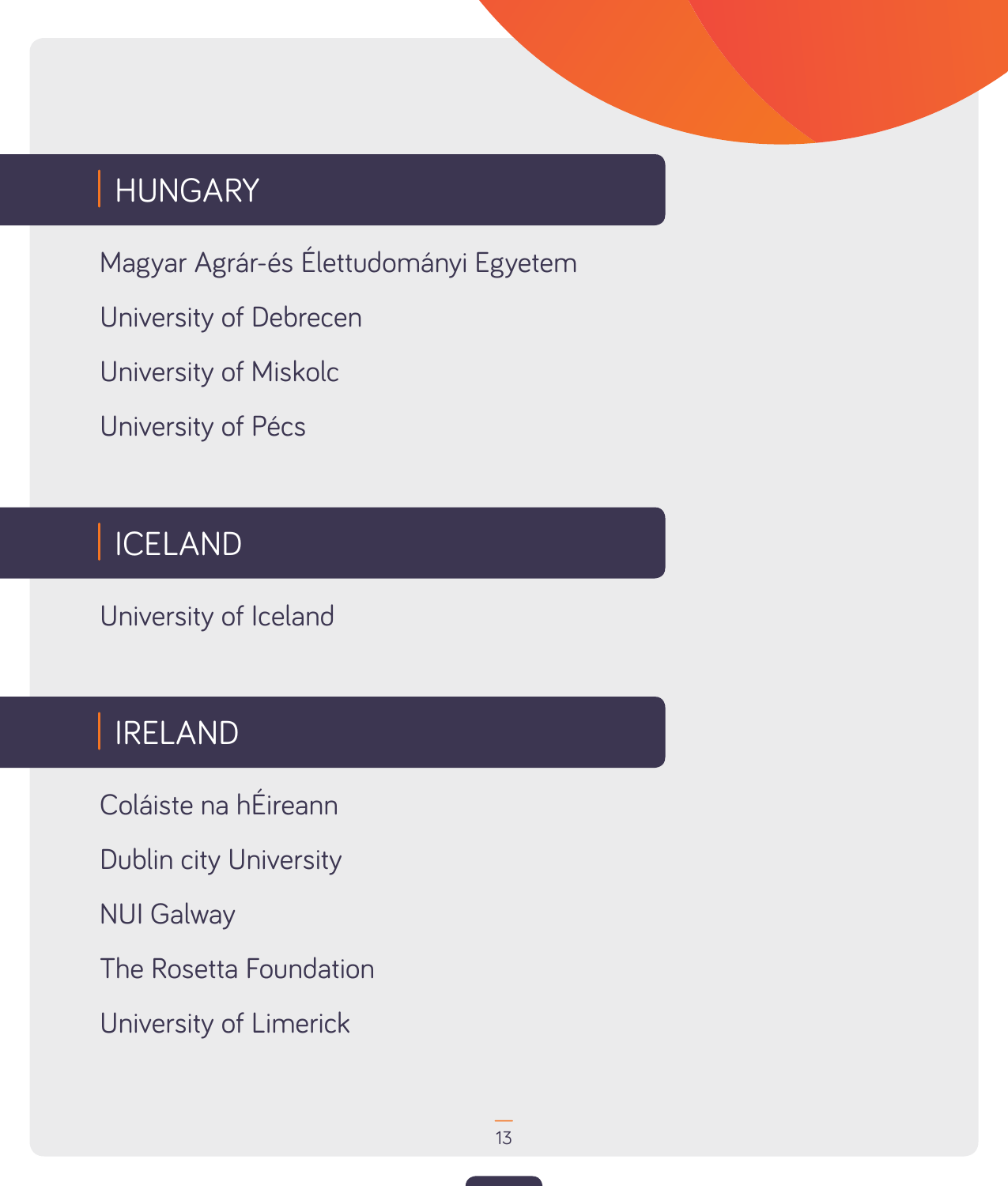## HUNGARY

Magyar Agrár-és Élettudományi Egyetem

University of Debrecen

University of Miskolc

University of Pécs

## ICELAND

University of Iceland

## IRELAND

Coláiste na hÉireann

Dublin city University

NUI Galway

The Rosetta Foundation

University of Limerick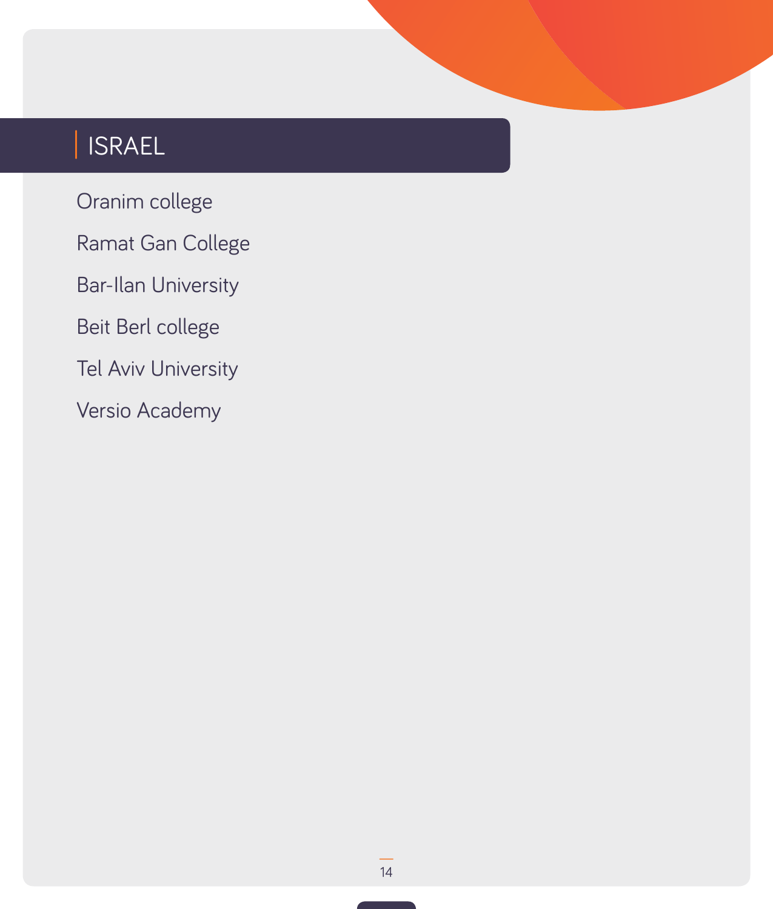## ISRAEL

Oranim college

Ramat Gan College

Bar-Ilan University

Beit Berl college

Tel Aviv University

Versio Academy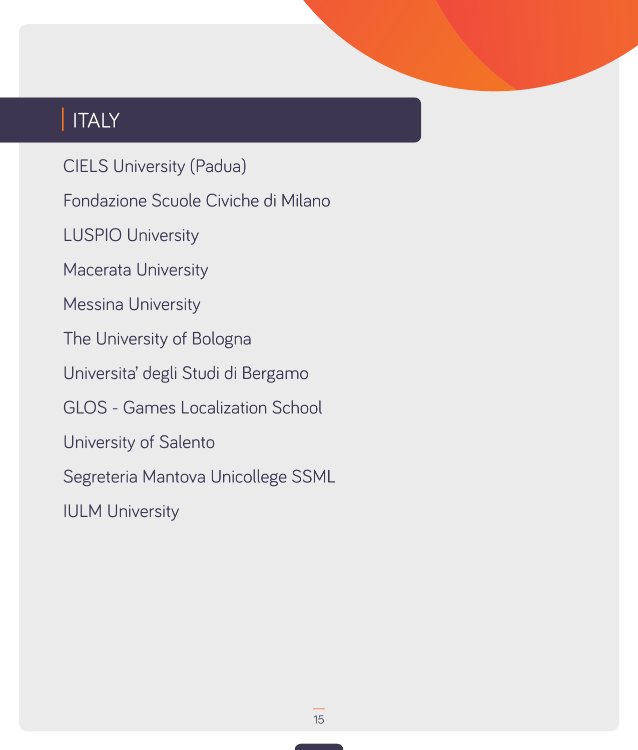## ITALY

CIELS University (Padua)

Fondazione Scuole Civiche di Milano

LUSPIO University

Macerata University

Messina University

The University of Bologna

Universita' degli Studi di Bergamo

GLOS - Games Localization School

University of Salento

Segreteria Mantova Unicollege SSML

IULM University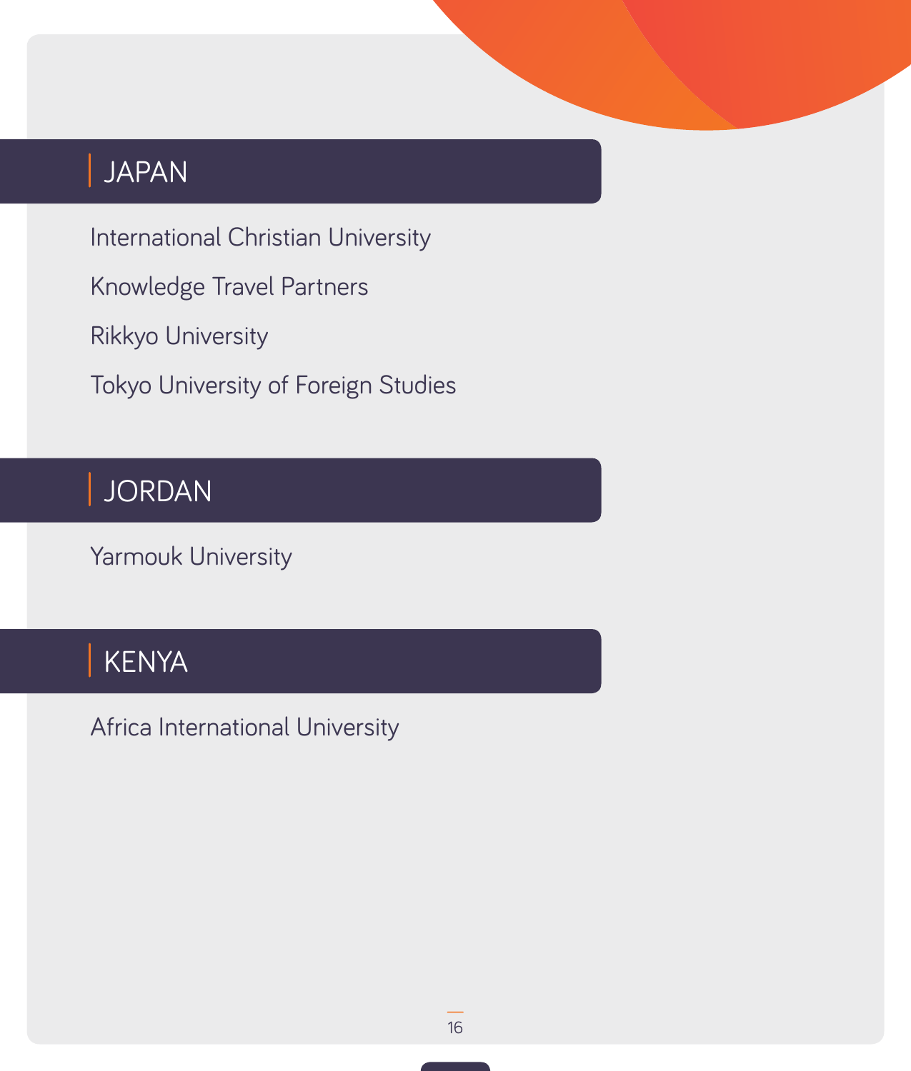## JAPAN

International Christian University

Knowledge Travel Partners

Rikkyo University

Tokyo University of Foreign Studies

## JORDAN

Yarmouk University

## KENYA

Africa International University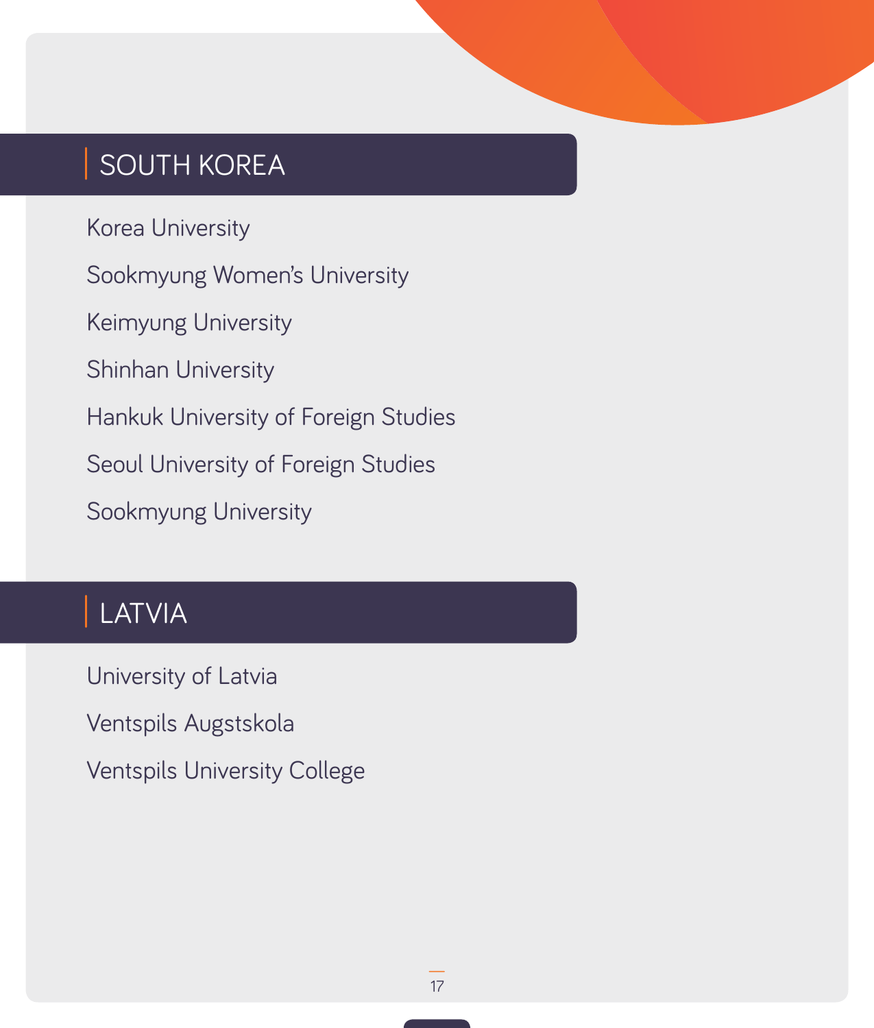## SOUTH KOREA

Korea University

Sookmyung Women's University

Keimyung University

Shinhan University

Hankuk University of Foreign Studies

Seoul University of Foreign Studies

Sookmyung University

## LATVIA

University of Latvia

Ventspils Augstskola

Ventspils University College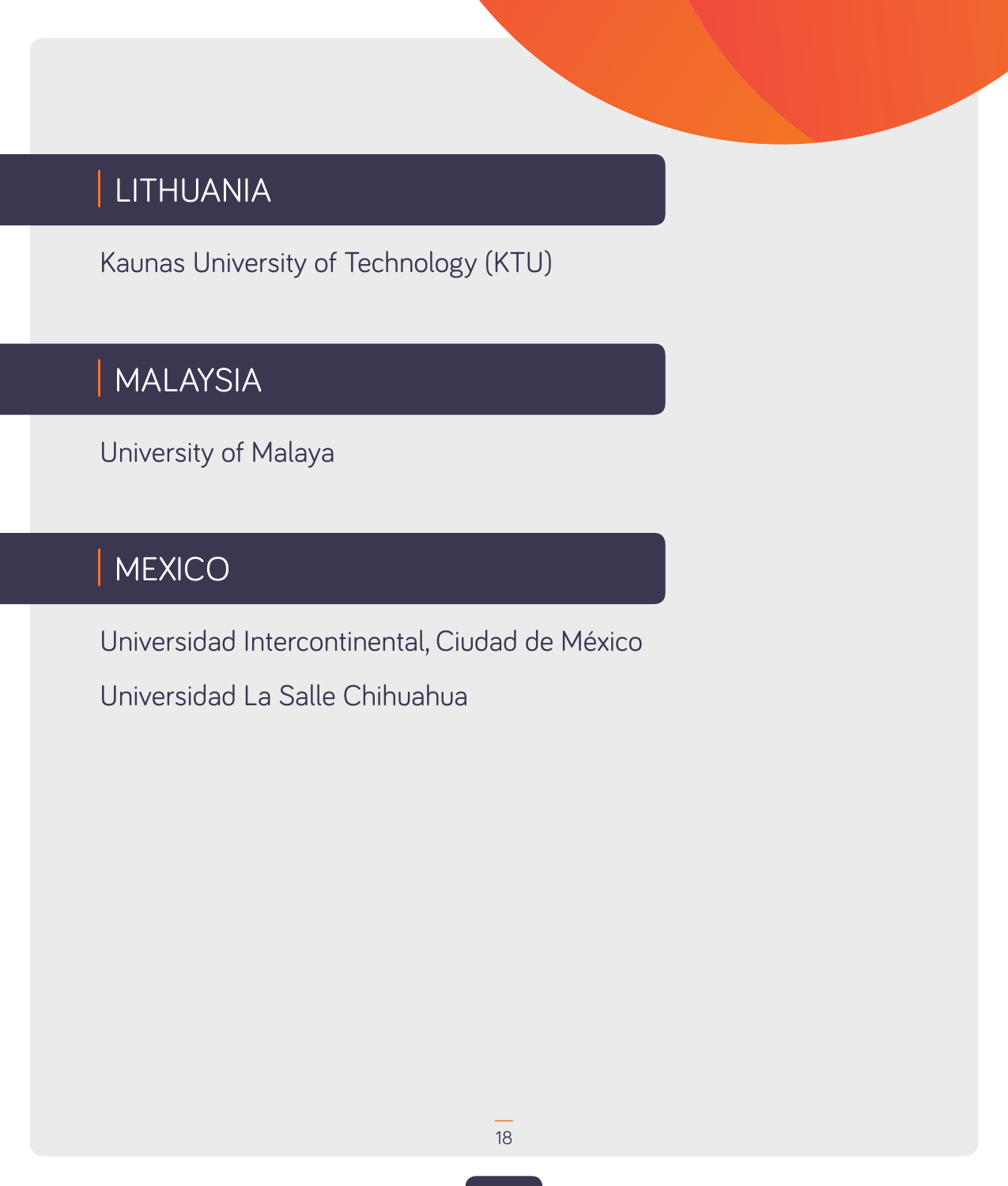## LITHUANIA

Kaunas University of Technology (KTU)

## MALAYSIA

University of Malaya

## MEXICO

Universidad Intercontinental, Ciudad de México

Universidad La Salle Chihuahua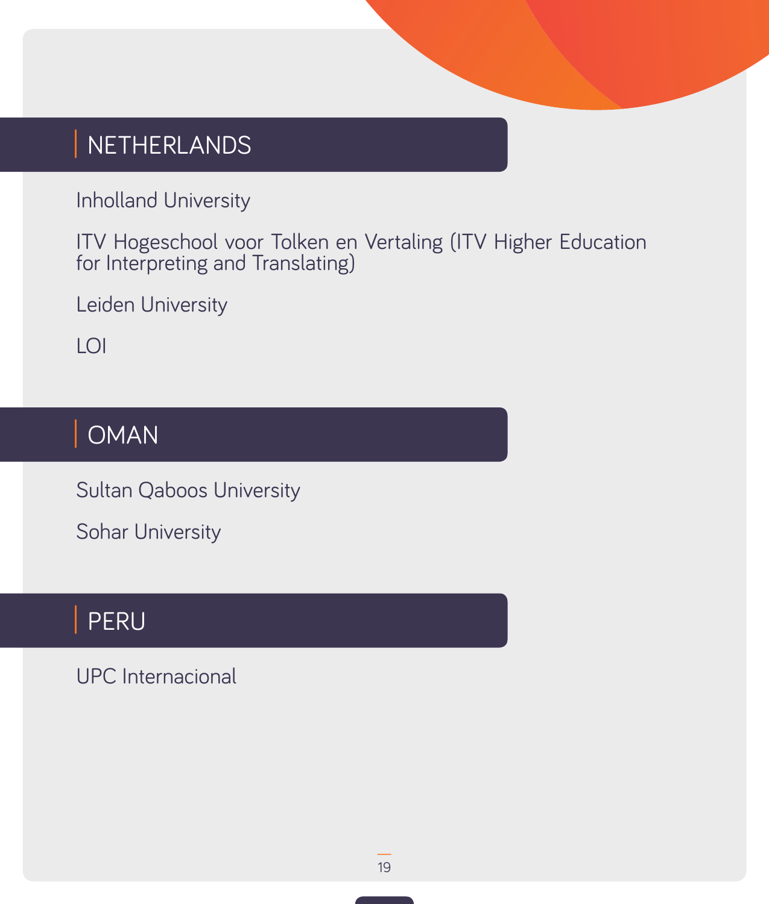## NETHERLANDS

Inholland University

ITV Hogeschool voor Tolken en Vertaling (ITV Higher Education for Interpreting and Translating)

Leiden University

LOI

## OMAN

Sultan Qaboos University

Sohar University

## PERU

UPC Internacional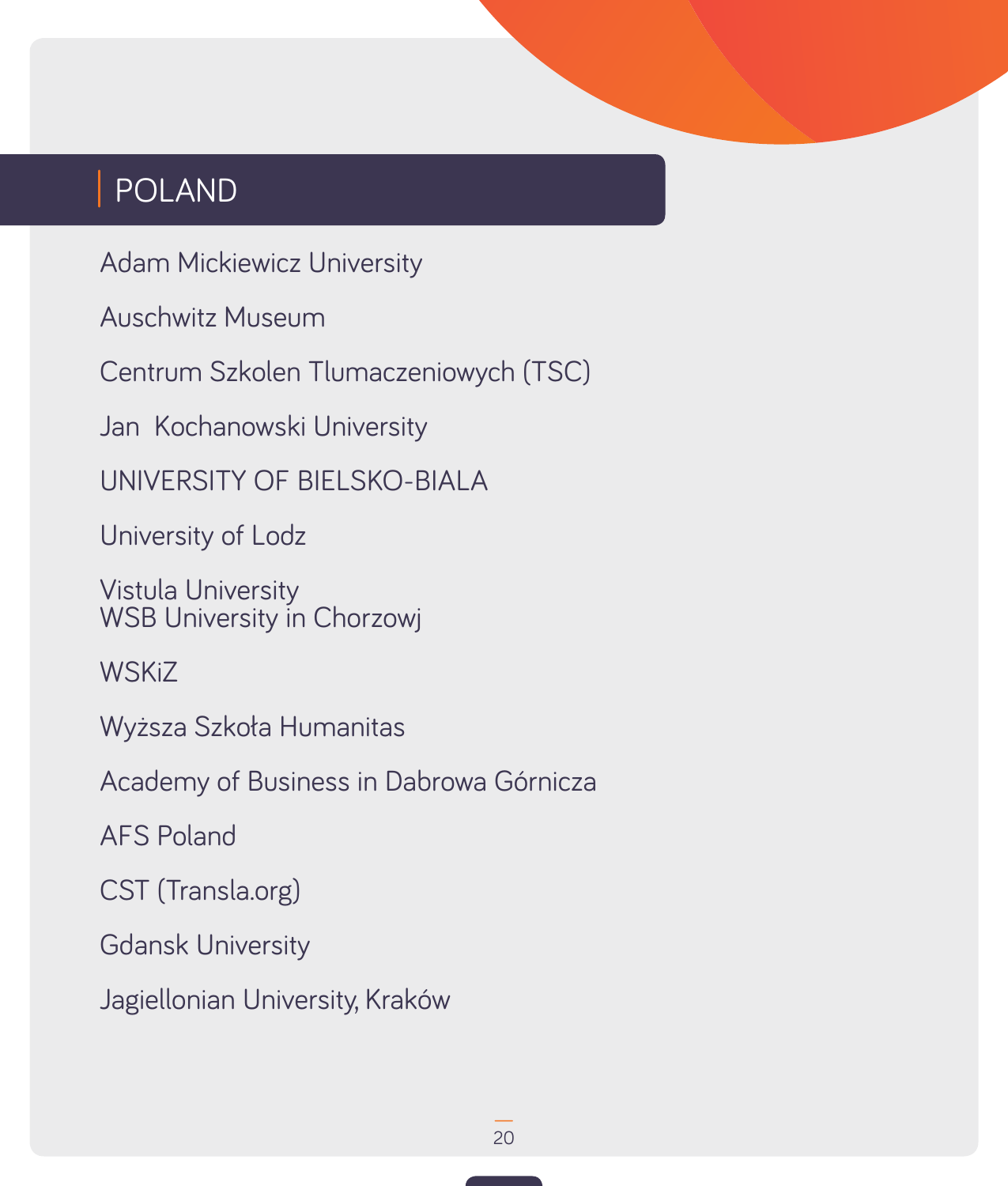## POLAND

Adam Mickiewicz University

Auschwitz Museum

Centrum Szkolen Tlumaczeniowych (TSC)

Jan  Kochanowski University

UNIVERSITY OF BIELSKO-BIALA

University of Lodz

Vistula University
WSB University in Chorzowj

WSKiZ

Wyższa Szkoła Humanitas

Academy of Business in Dabrowa Górnicza

AFS Poland

CST (Transla.org)

Gdansk University

Jagiellonian University, Kraków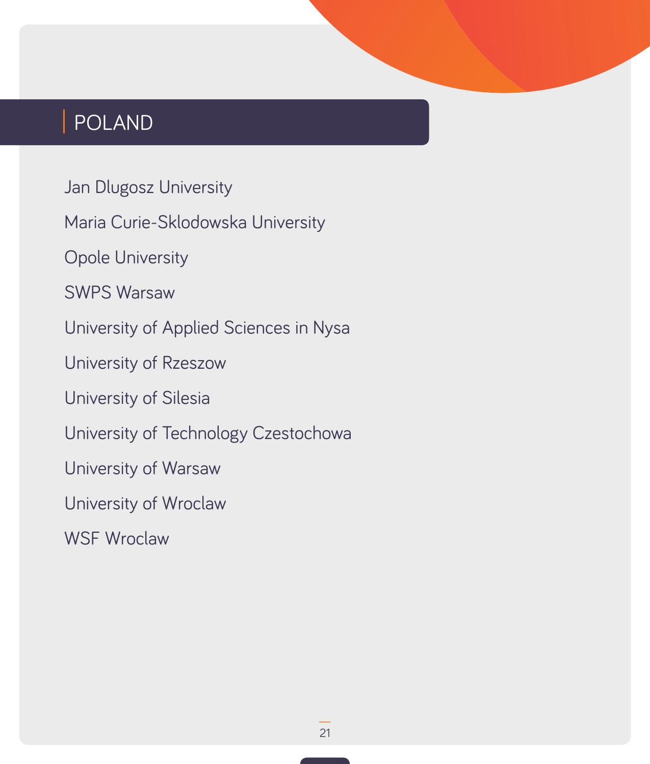## POLAND

Jan Dlugosz University

Maria Curie-Sklodowska University

Opole University

SWPS Warsaw

University of Applied Sciences in Nysa

University of Rzeszow

University of Silesia

University of Technology Czestochowa

University of Warsaw

University of Wroclaw

WSF Wroclaw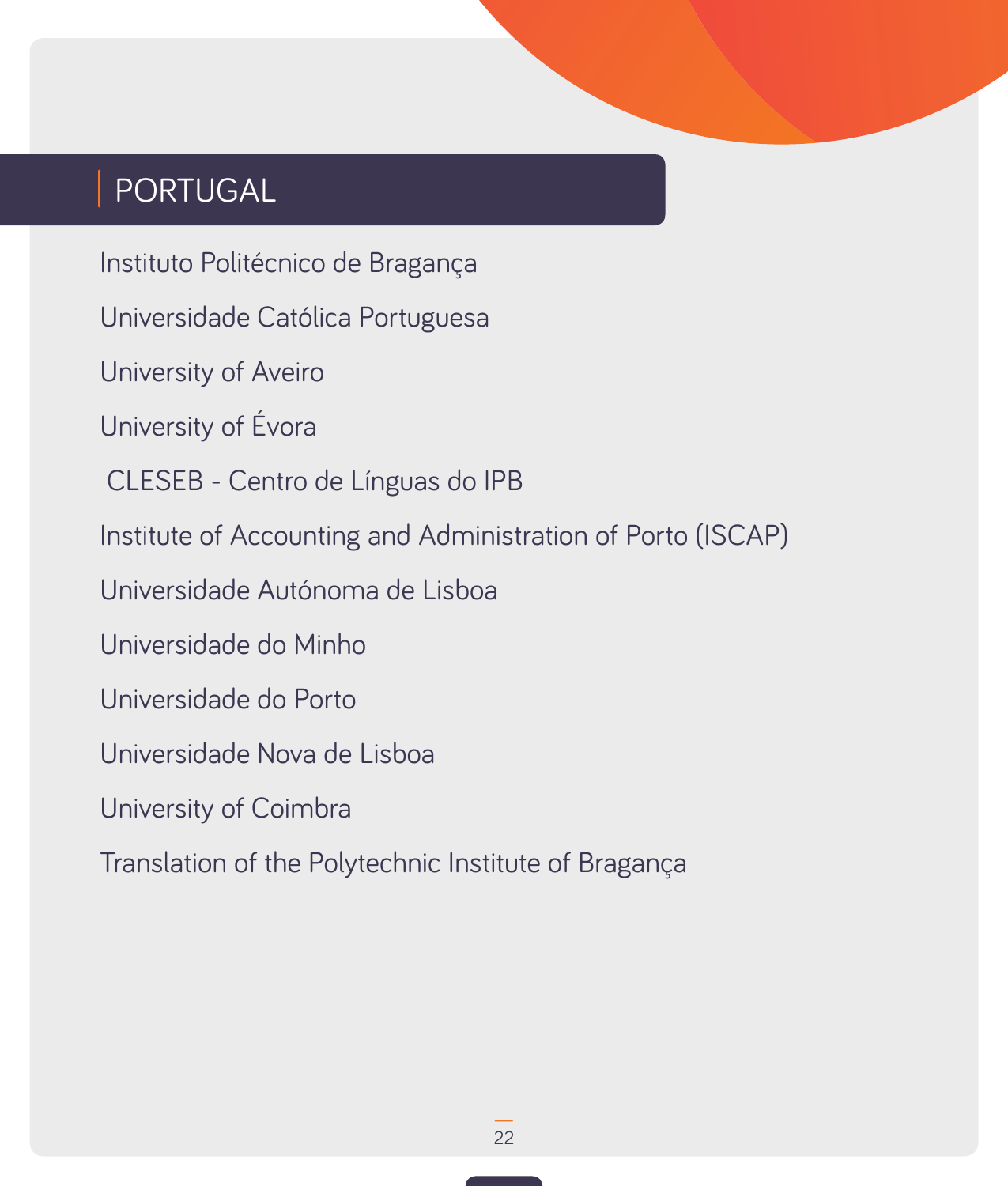## PORTUGAL

Instituto Politécnico de Bragança

Universidade Católica Portuguesa

University of Aveiro

University of Évora

CLESEB - Centro de Línguas do IPB

Institute of Accounting and Administration of Porto (ISCAP)

Universidade Autónoma de Lisboa

Universidade do Minho

Universidade do Porto

Universidade Nova de Lisboa

University of Coimbra

Translation of the Polytechnic Institute of Bragança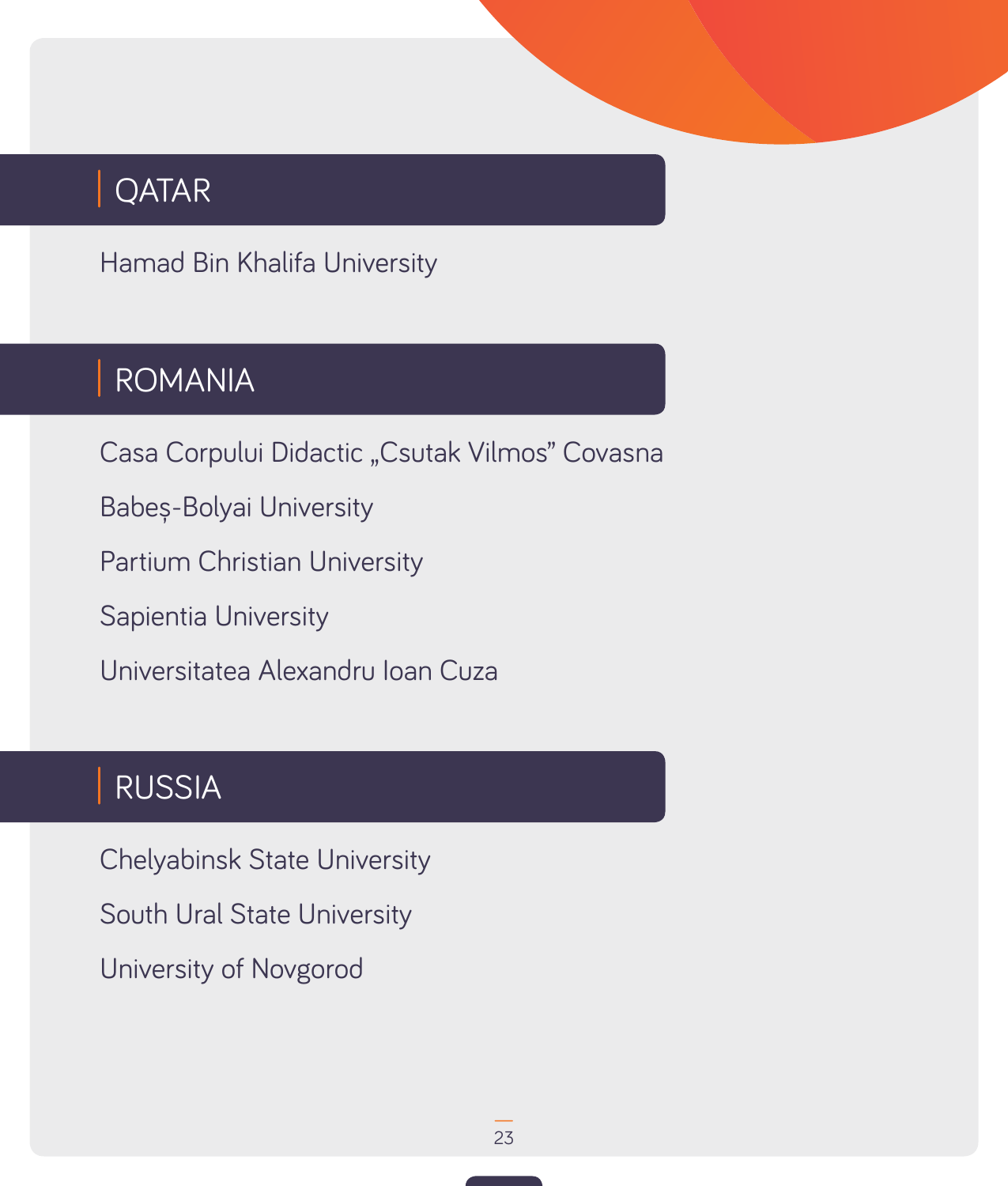## QATAR

Hamad Bin Khalifa University

## ROMANIA

Casa Corpului Didactic „Csutak Vilmos” Covasna

Babeș-Bolyai University

Partium Christian University

Sapientia University

Universitatea Alexandru Ioan Cuza

## RUSSIA

Chelyabinsk State University

South Ural State University

University of Novgorod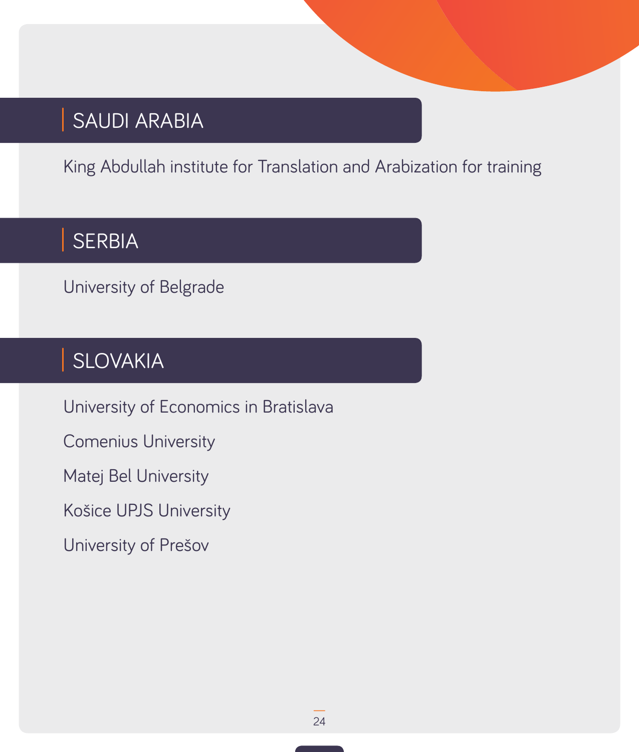## SAUDI ARABIA

King Abdullah institute for Translation and Arabization for training

## SERBIA

University of Belgrade

## SLOVAKIA

University of Economics in Bratislava

Comenius University

Matej Bel University

Košice UPJS University

University of Prešov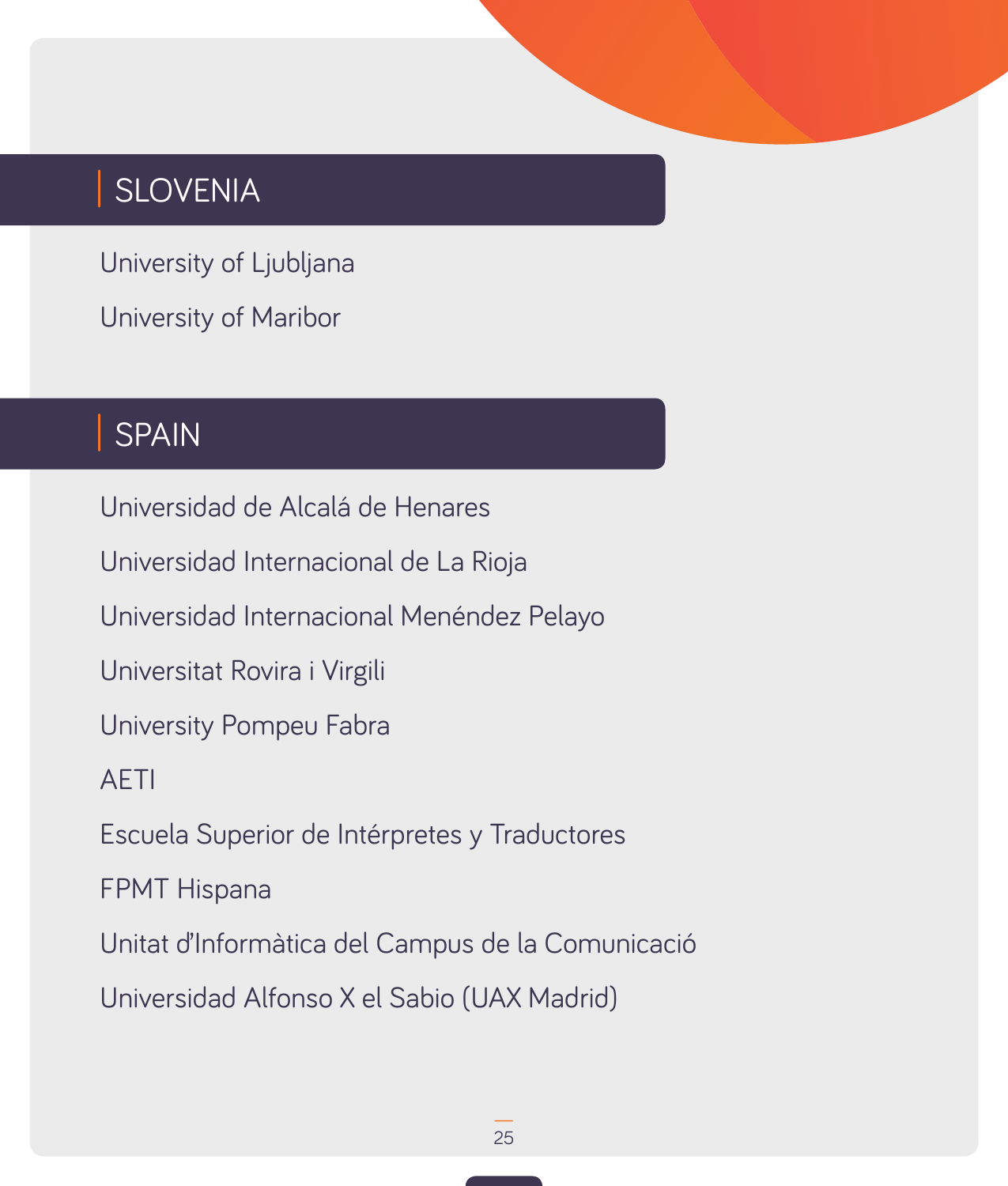## SLOVENIA

University of Ljubljana

University of Maribor

## SPAIN

Universidad de Alcalá de Henares

Universidad Internacional de La Rioja

Universidad Internacional Menéndez Pelayo

Universitat Rovira i Virgili

University Pompeu Fabra

AETI

Escuela Superior de Intérpretes y Traductores

FPMT Hispana

Unitat d'Informàtica del Campus de la Comunicació

Universidad Alfonso X el Sabio (UAX Madrid)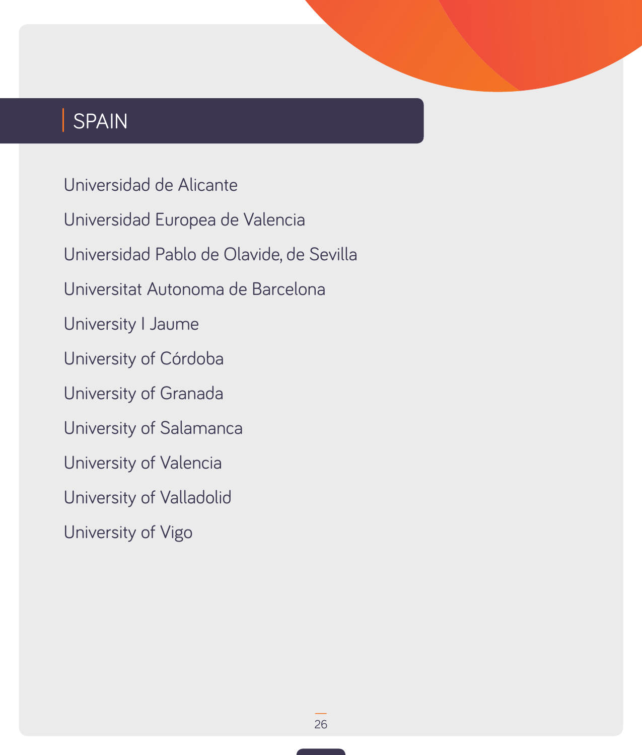## SPAIN

Universidad de Alicante

Universidad Europea de Valencia

Universidad Pablo de Olavide, de Sevilla

Universitat Autonoma de Barcelona

University I Jaume

University of Córdoba

University of Granada

University of Salamanca

University of Valencia

University of Valladolid

University of Vigo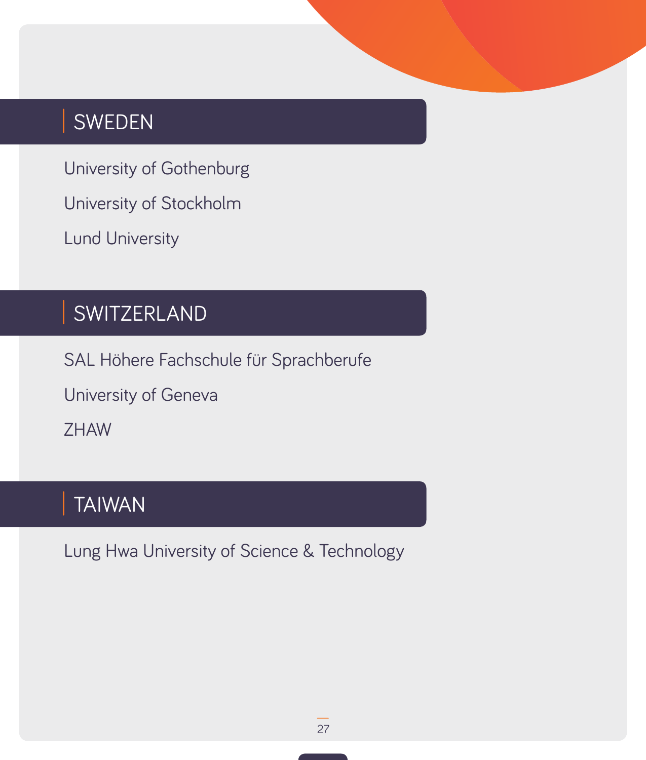## SWEDEN

University of Gothenburg

University of Stockholm

Lund University

## SWITZERLAND

SAL Höhere Fachschule für Sprachberufe

University of Geneva

ZHAW

## TAIWAN

Lung Hwa University of Science & Technology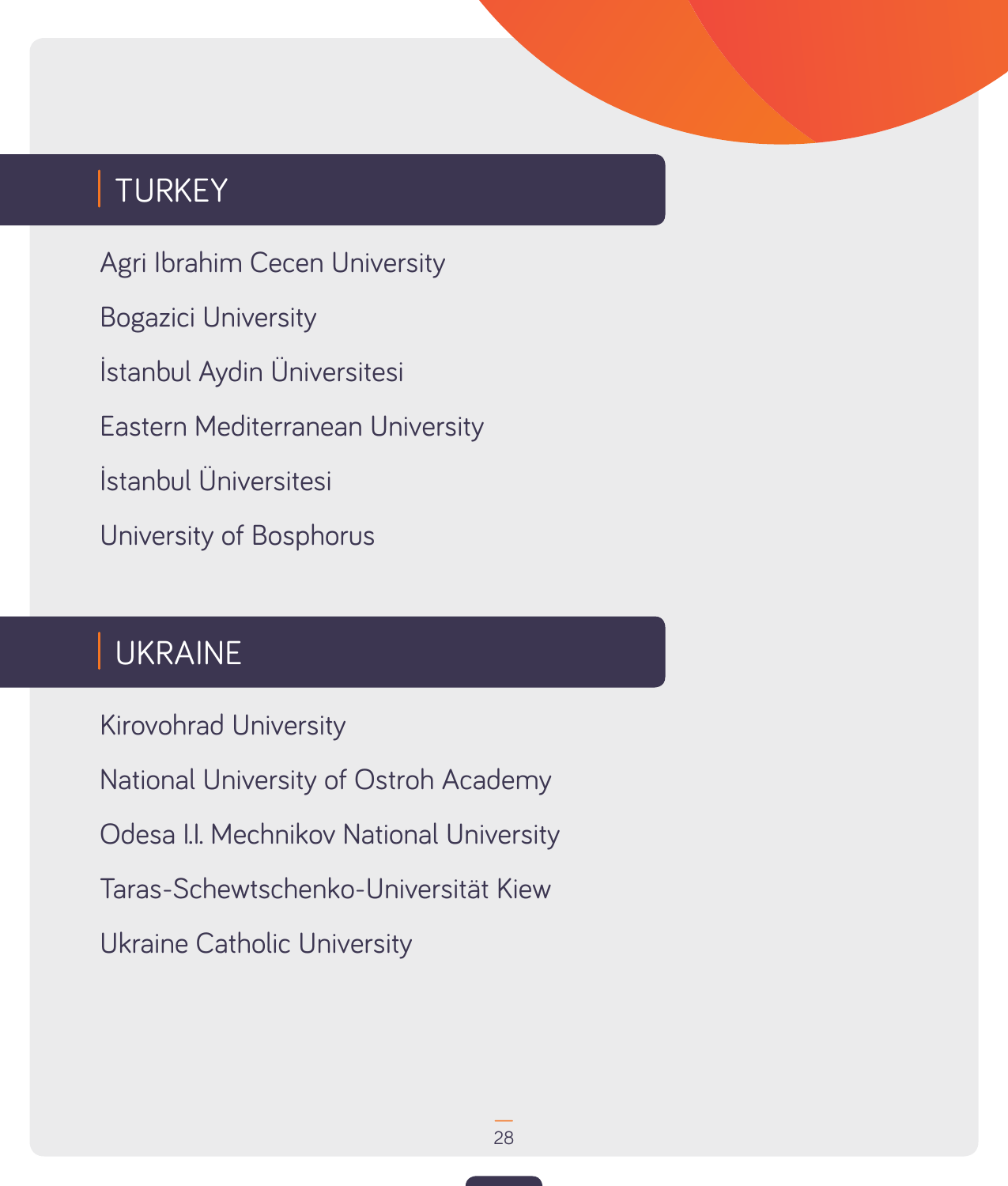## TURKEY

Agri Ibrahim Cecen University

Bogazici University

İstanbul Aydin Üniversitesi

Eastern Mediterranean University

İstanbul Üniversitesi

University of Bosphorus

## UKRAINE

Kirovohrad University

National University of Ostroh Academy

Odesa I.I. Mechnikov National University

Taras-Schewtschenko-Universität Kiew

Ukraine Catholic University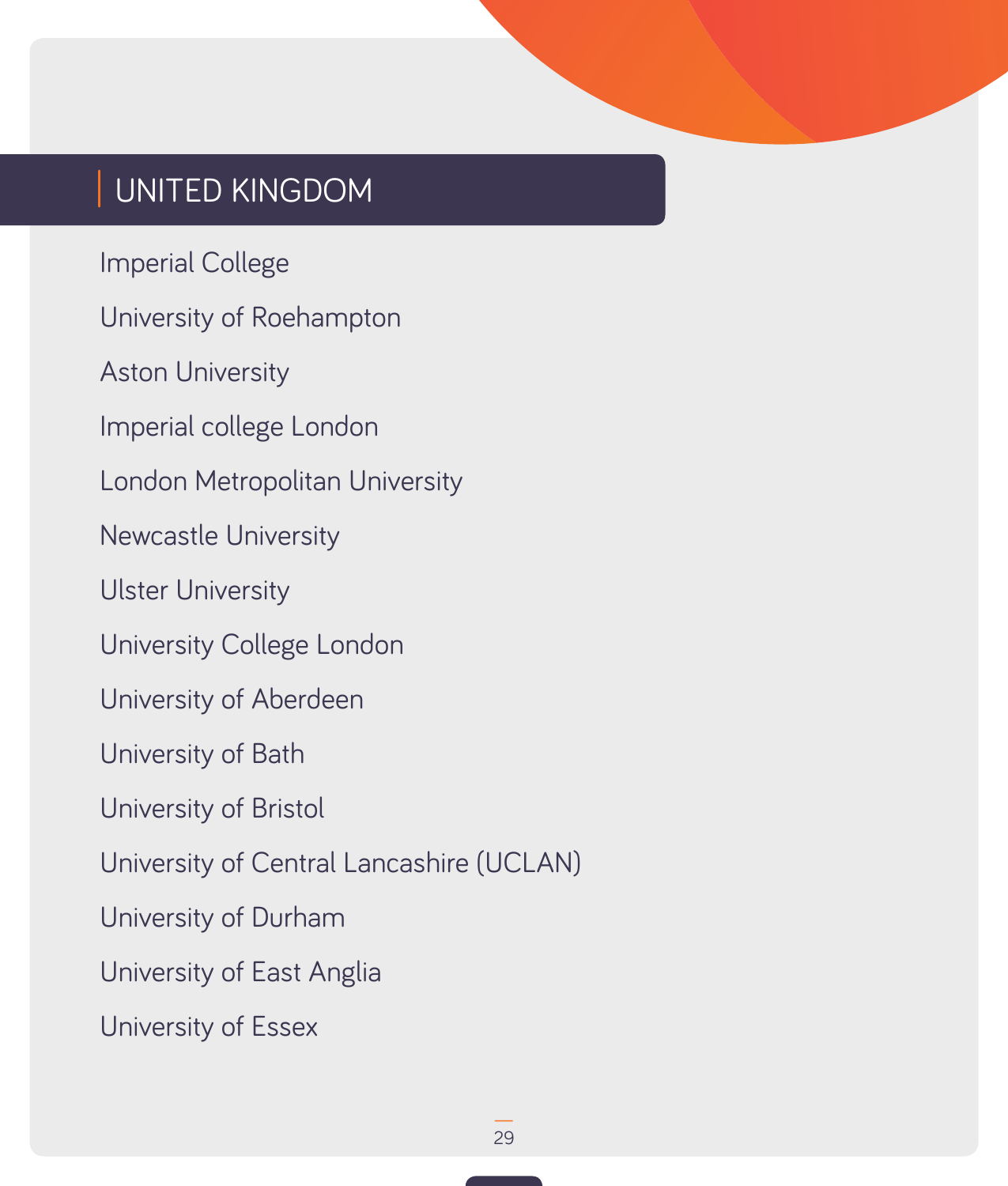## UNITED KINGDOM

Imperial College

University of Roehampton

Aston University

Imperial college London

London Metropolitan University

Newcastle University

Ulster University

University College London

University of Aberdeen

University of Bath

University of Bristol

University of Central Lancashire (UCLAN)

University of Durham

University of East Anglia

University of Essex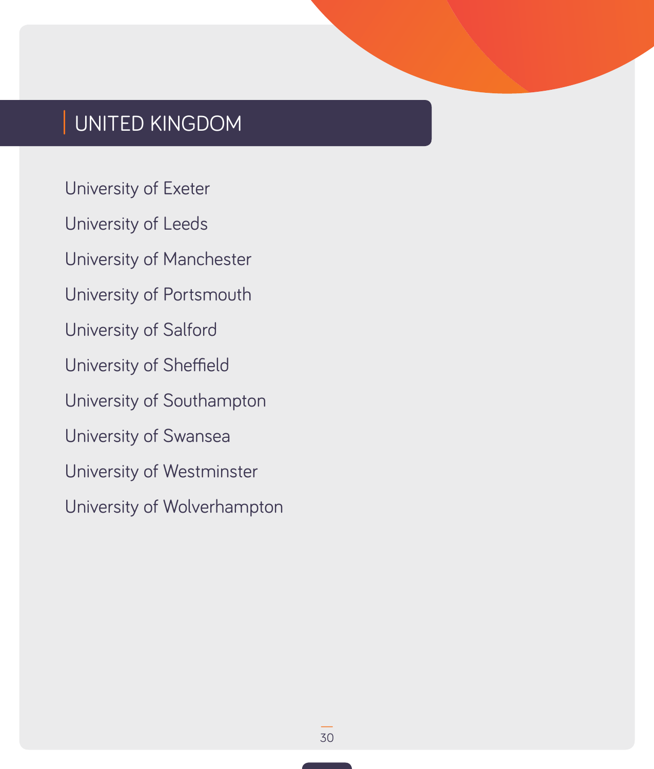## UNITED KINGDOM

University of Exeter

University of Leeds

University of Manchester

University of Portsmouth

University of Salford

University of Sheffield

University of Southampton

University of Swansea

University of Westminster

University of Wolverhampton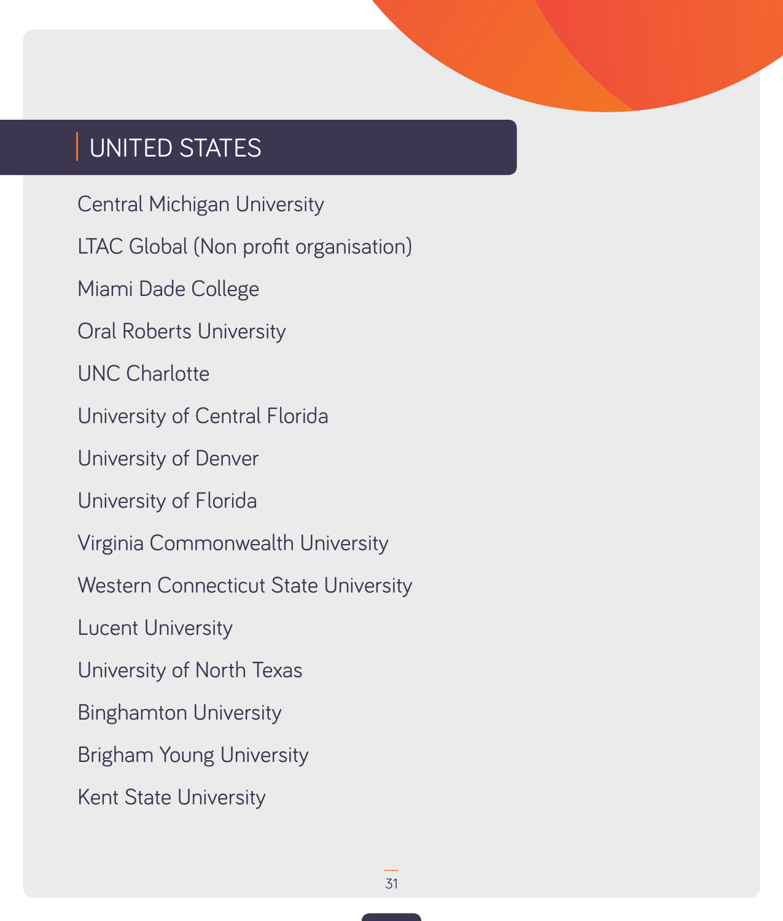## UNITED STATES

Central Michigan University

LTAC Global (Non profit organisation)

Miami Dade College

Oral Roberts University

UNC Charlotte

University of Central Florida

University of Denver

University of Florida

Virginia Commonwealth University

Western Connecticut State University

Lucent University

University of North Texas

Binghamton University

Brigham Young University

Kent State University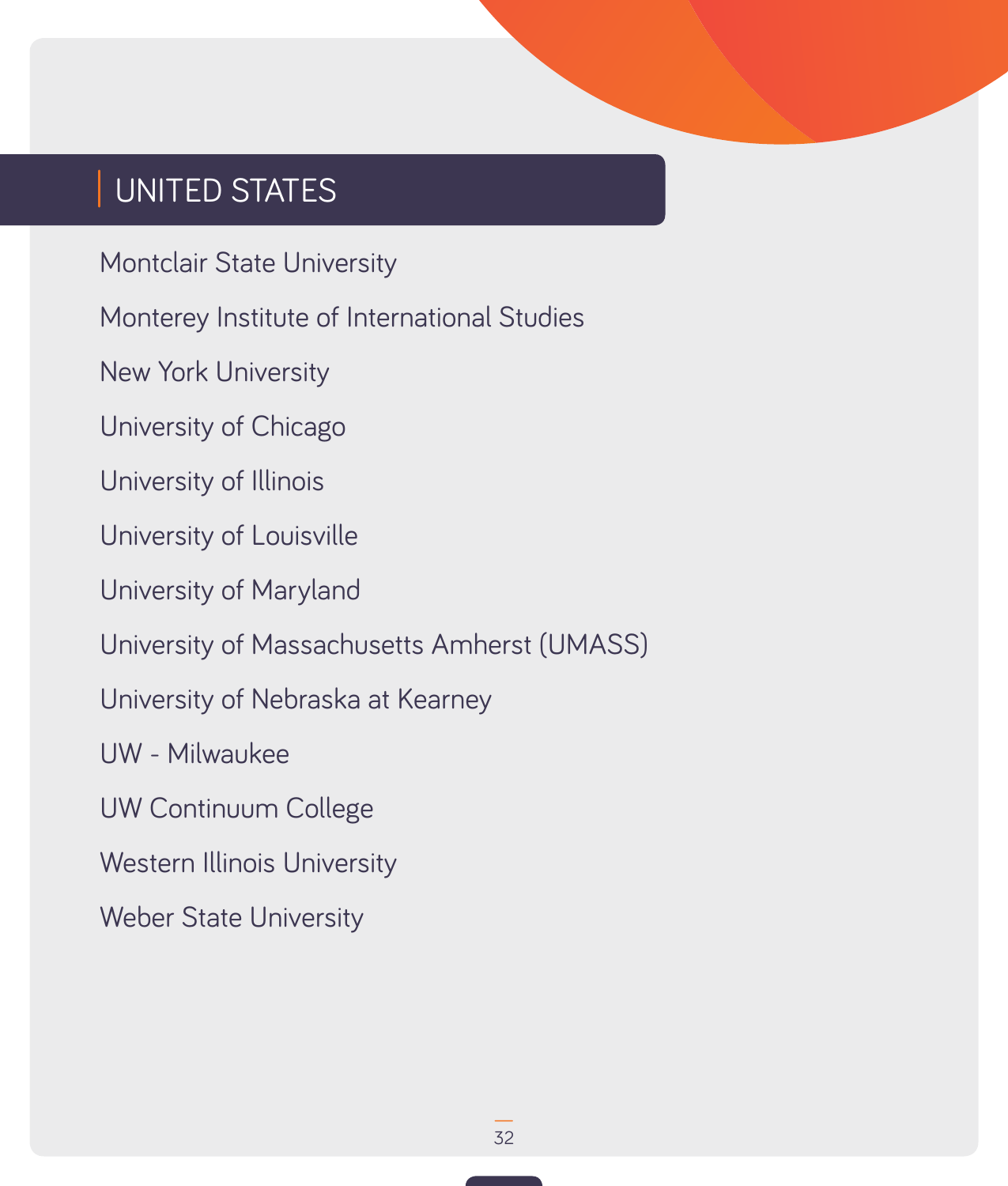## UNITED STATES

Montclair State University

Monterey Institute of International Studies

New York University

University of Chicago

University of Illinois

University of Louisville

University of Maryland

University of Massachusetts Amherst (UMASS)

University of Nebraska at Kearney

UW - Milwaukee

UW Continuum College

Western Illinois University

Weber State University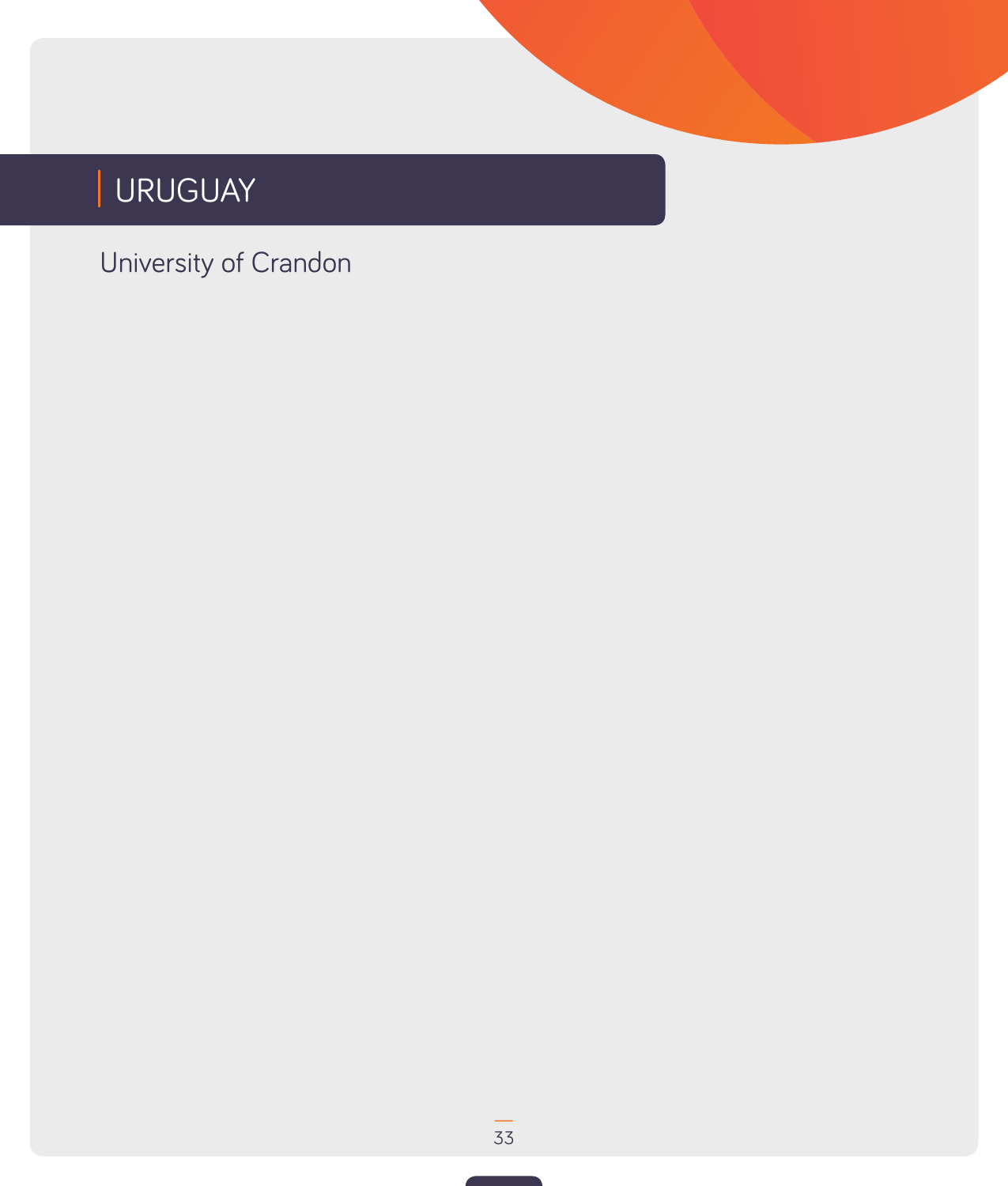# URUGUAY

University of Crandon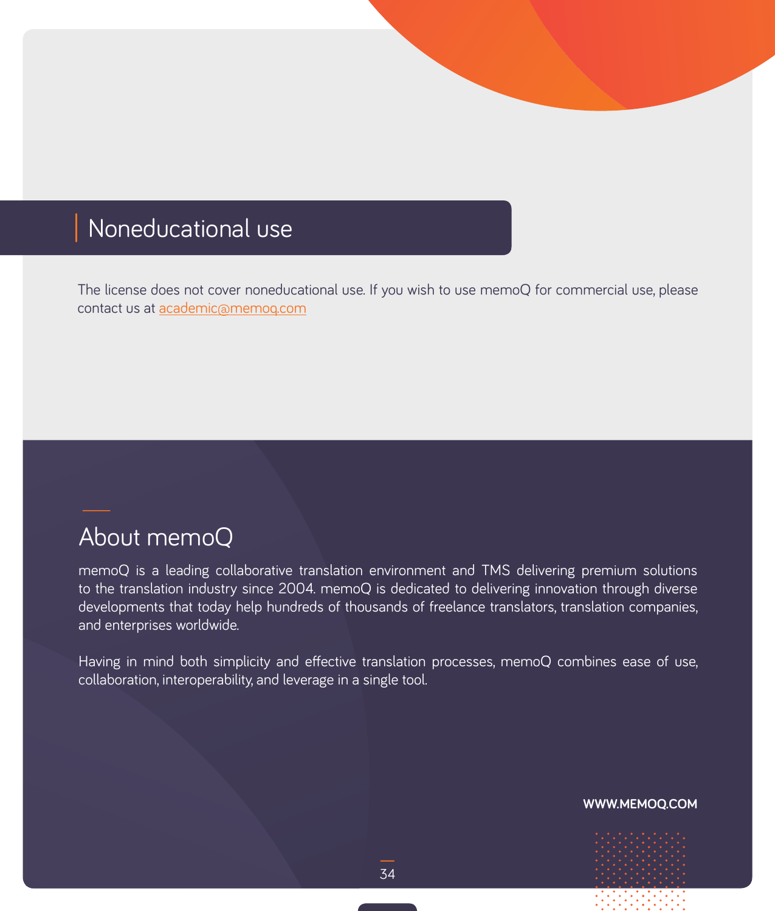## Noneducational use

The license does not cover noneducational use. If you wish to use memoQ for commercial use, please contact us at academic@memoq.com

## About memoQ

memoQ is a leading collaborative translation environment and TMS delivering premium solutions to the translation industry since 2004. memoQ is dedicated to delivering innovation through diverse developments that today help hundreds of thousands of freelance translators, translation companies, and enterprises worldwide.

Having in mind both simplicity and effective translation processes, memoQ combines ease of use, collaboration, interoperability, and leverage in a single tool.

**WWW.MEMOQ.COM**